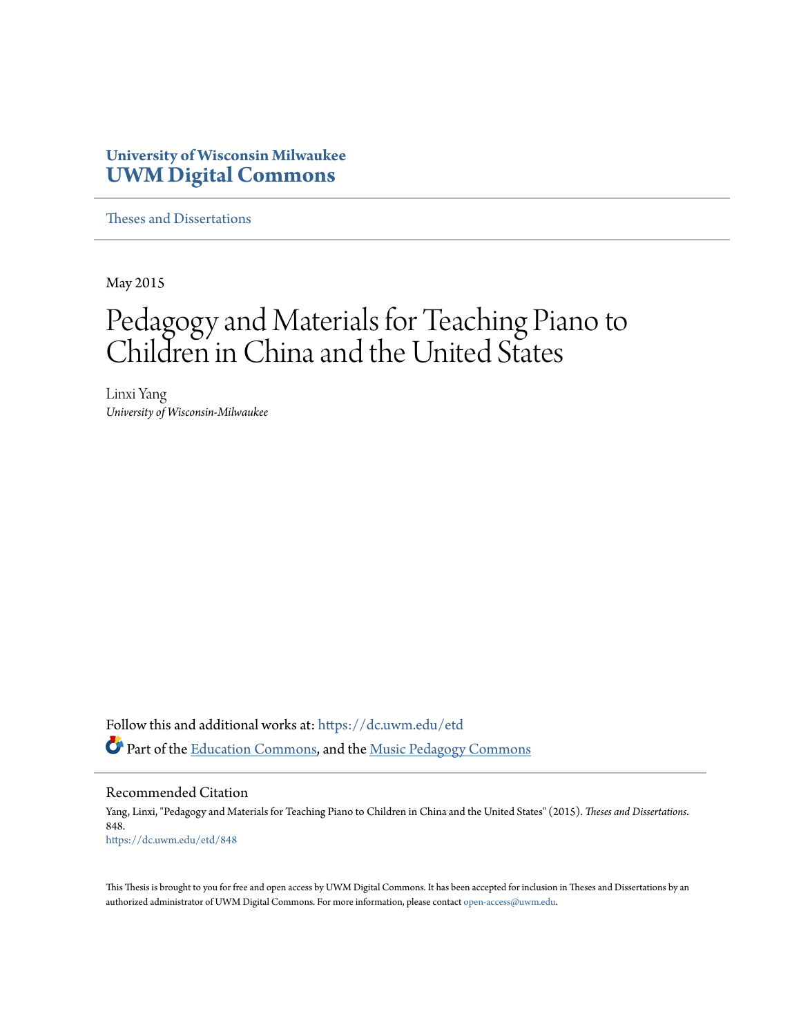**University of Wisconsin Milwaukee**
**UWM Digital Commons**

Theses and Dissertations

May 2015

# Pedagogy and Materials for Teaching Piano to Children in China and the United States

Linxi Yang
*University of Wisconsin-Milwaukee*

Follow this and additional works at: https://dc.uwm.edu/etd

Part of the Education Commons, and the Music Pedagogy Commons

## Recommended Citation

Yang, Linxi, "Pedagogy and Materials for Teaching Piano to Children in China and the United States" (2015). *Theses and Dissertations*. 848.
https://dc.uwm.edu/etd/848

This Thesis is brought to you for free and open access by UWM Digital Commons. It has been accepted for inclusion in Theses and Dissertations by an authorized administrator of UWM Digital Commons. For more information, please contact open-access@uwm.edu.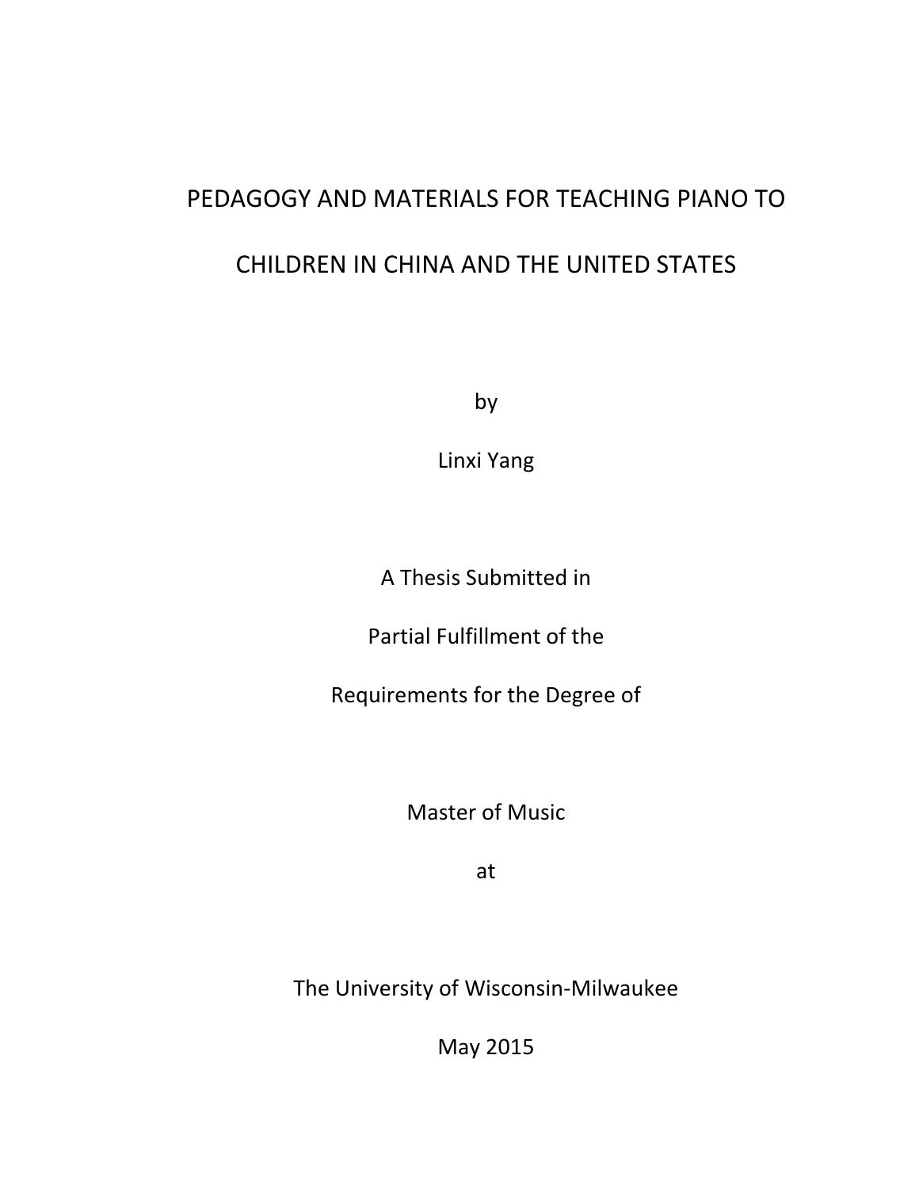# PEDAGOGY AND MATERIALS FOR TEACHING PIANO TO CHILDREN IN CHINA AND THE UNITED STATES

by

Linxi Yang

A Thesis Submitted in

Partial Fulfillment of the

Requirements for the Degree of

Master of Music

at

The University of Wisconsin-Milwaukee

May 2015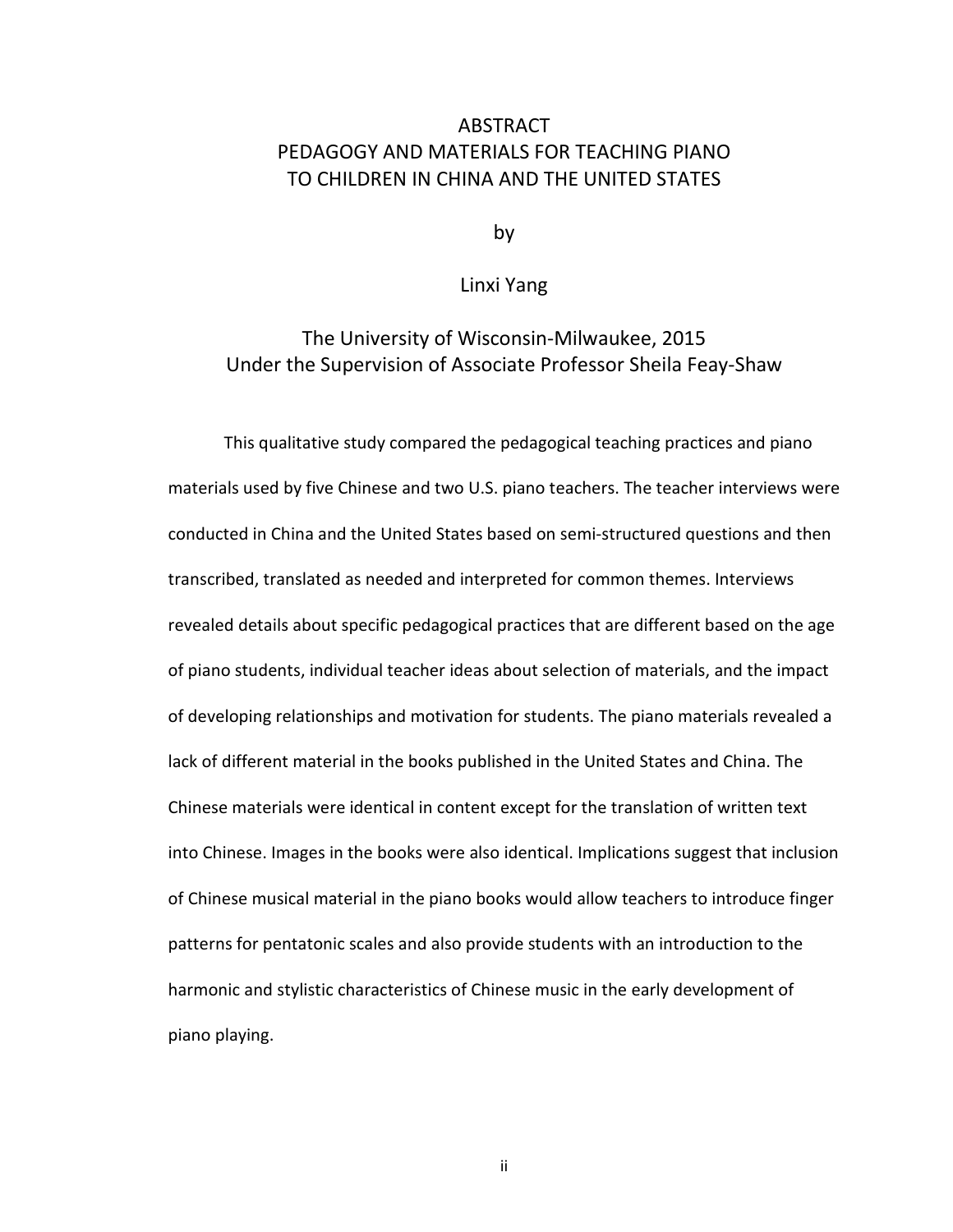# ABSTRACT
# PEDAGOGY AND MATERIALS FOR TEACHING PIANO TO CHILDREN IN CHINA AND THE UNITED STATES

by

Linxi Yang

The University of Wisconsin-Milwaukee, 2015
Under the Supervision of Associate Professor Sheila Feay-Shaw

This qualitative study compared the pedagogical teaching practices and piano materials used by five Chinese and two U.S. piano teachers. The teacher interviews were conducted in China and the United States based on semi-structured questions and then transcribed, translated as needed and interpreted for common themes. Interviews revealed details about specific pedagogical practices that are different based on the age of piano students, individual teacher ideas about selection of materials, and the impact of developing relationships and motivation for students. The piano materials revealed a lack of different material in the books published in the United States and China. The Chinese materials were identical in content except for the translation of written text into Chinese. Images in the books were also identical. Implications suggest that inclusion of Chinese musical material in the piano books would allow teachers to introduce finger patterns for pentatonic scales and also provide students with an introduction to the harmonic and stylistic characteristics of Chinese music in the early development of piano playing.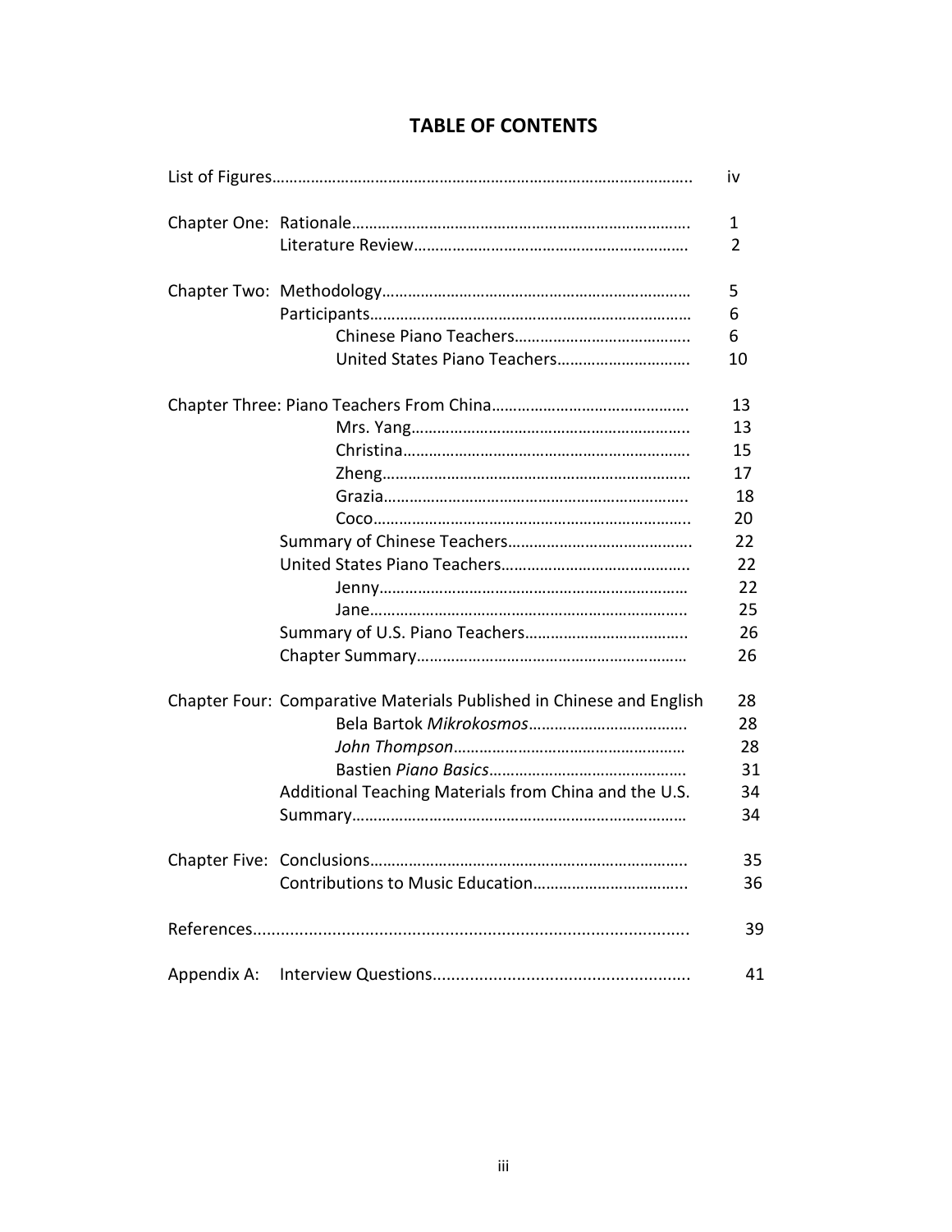# TABLE OF CONTENTS

| | | |
|---|---|---|
| List of Figures | | iv |
| Chapter One: | Rationale | 1 |
| | Literature Review | 2 |
| Chapter Two: | Methodology | 5 |
| | Participants | 6 |
| | Chinese Piano Teachers | 6 |
| | United States Piano Teachers | 10 |
| Chapter Three: Piano Teachers From China | | 13 |
| | Mrs. Yang | 13 |
| | Christina | 15 |
| | Zheng | 17 |
| | Grazia | 18 |
| | Coco | 20 |
| | Summary of Chinese Teachers | 22 |
| | United States Piano Teachers | 22 |
| | Jenny | 22 |
| | Jane | 25 |
| | Summary of U.S. Piano Teachers | 26 |
| | Chapter Summary | 26 |
| Chapter Four: Comparative Materials Published in Chinese and English | | 28 |
| | Bela Bartok *Mikrokosmos* | 28 |
| | *John Thompson* | 28 |
| | Bastien *Piano Basics* | 31 |
| | Additional Teaching Materials from China and the U.S. | 34 |
| | Summary | 34 |
| Chapter Five: | Conclusions | 35 |
| | Contributions to Music Education | 36 |
| References | | 39 |
| Appendix A: | Interview Questions | 41 |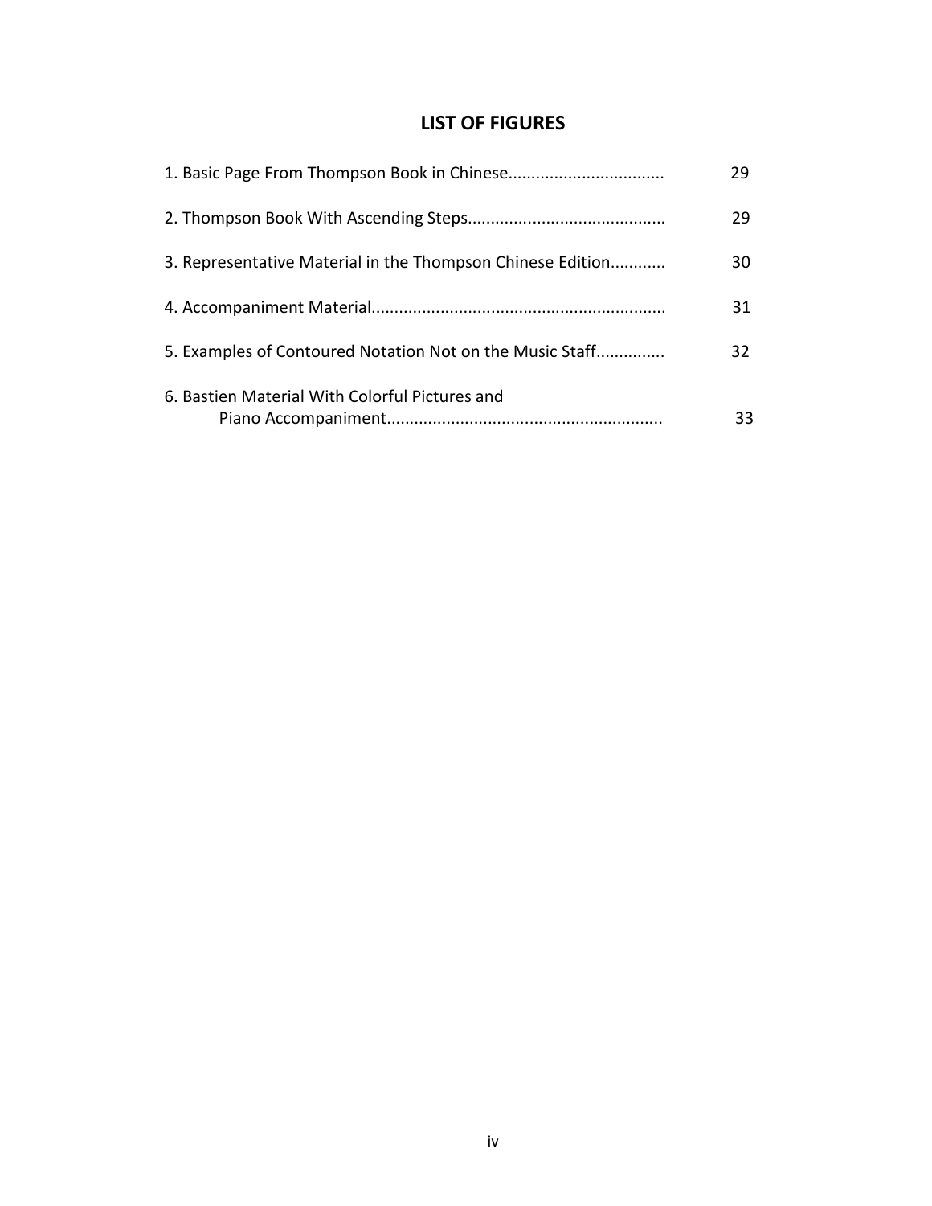# LIST OF FIGURES

| | |
|---|---|
| 1. Basic Page From Thompson Book in Chinese | 29 |
| 2. Thompson Book With Ascending Steps | 29 |
| 3. Representative Material in the Thompson Chinese Edition | 30 |
| 4. Accompaniment Material | 31 |
| 5. Examples of Contoured Notation Not on the Music Staff | 32 |
| 6. Bastien Material With Colorful Pictures and Piano Accompaniment | 33 |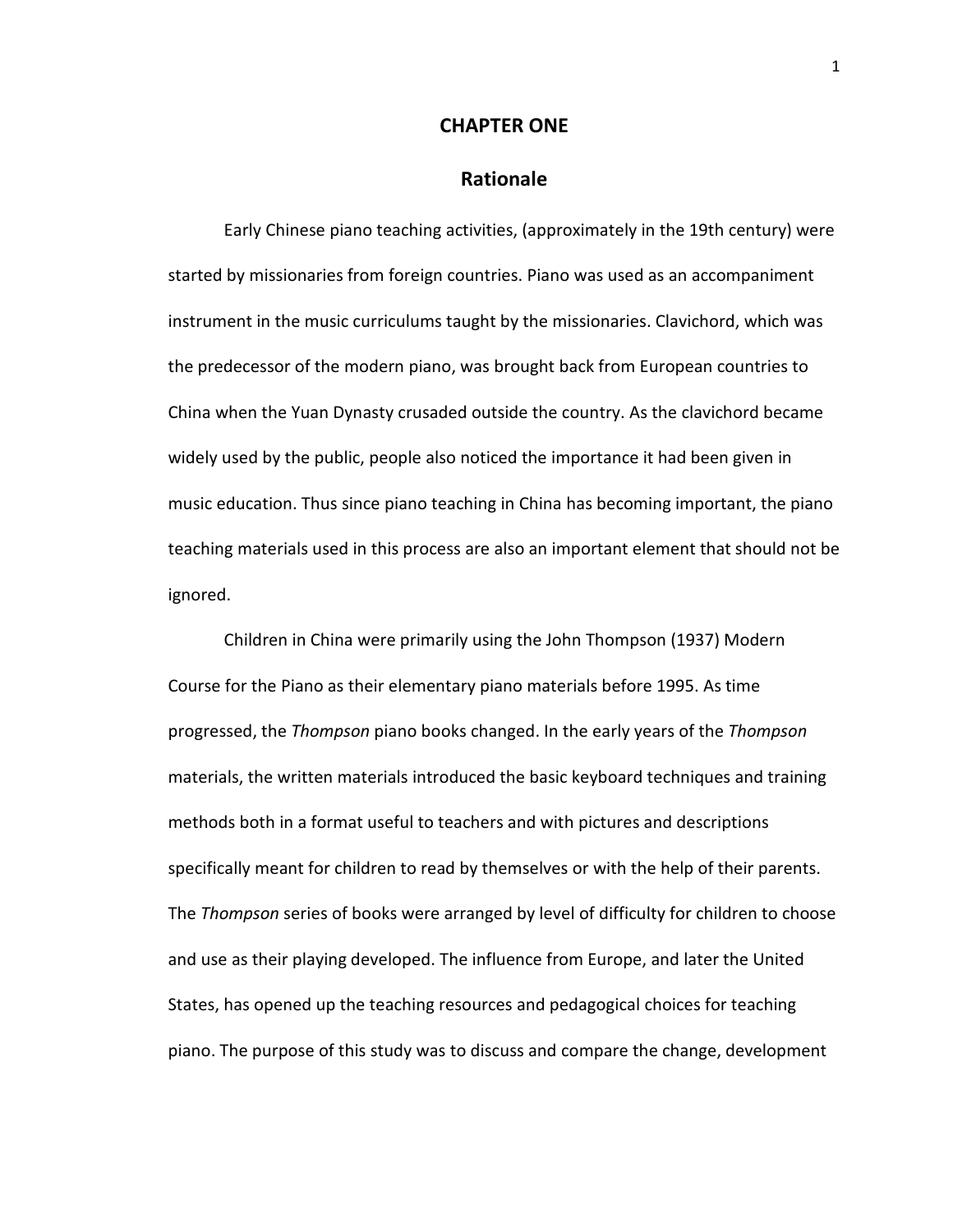# CHAPTER ONE

## Rationale

Early Chinese piano teaching activities, (approximately in the 19th century) were started by missionaries from foreign countries. Piano was used as an accompaniment instrument in the music curriculums taught by the missionaries. Clavichord, which was the predecessor of the modern piano, was brought back from European countries to China when the Yuan Dynasty crusaded outside the country. As the clavichord became widely used by the public, people also noticed the importance it had been given in music education. Thus since piano teaching in China has becoming important, the piano teaching materials used in this process are also an important element that should not be ignored.

Children in China were primarily using the John Thompson (1937) Modern Course for the Piano as their elementary piano materials before 1995. As time progressed, the *Thompson* piano books changed. In the early years of the *Thompson* materials, the written materials introduced the basic keyboard techniques and training methods both in a format useful to teachers and with pictures and descriptions specifically meant for children to read by themselves or with the help of their parents. The *Thompson* series of books were arranged by level of difficulty for children to choose and use as their playing developed. The influence from Europe, and later the United States, has opened up the teaching resources and pedagogical choices for teaching piano. The purpose of this study was to discuss and compare the change, development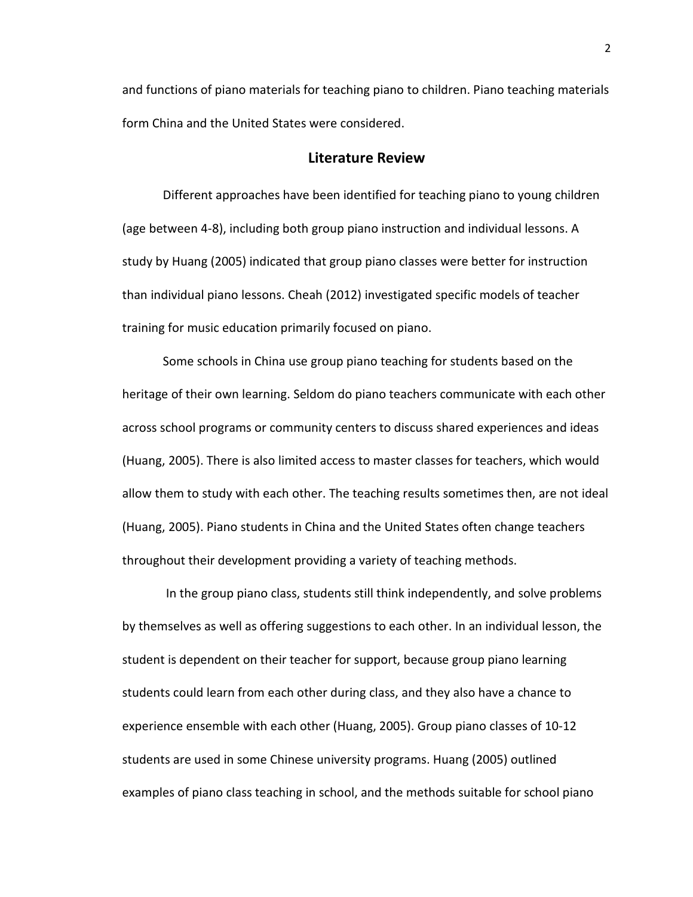and functions of piano materials for teaching piano to children. Piano teaching materials form China and the United States were considered.

## Literature Review

Different approaches have been identified for teaching piano to young children (age between 4-8), including both group piano instruction and individual lessons. A study by Huang (2005) indicated that group piano classes were better for instruction than individual piano lessons. Cheah (2012) investigated specific models of teacher training for music education primarily focused on piano.

Some schools in China use group piano teaching for students based on the heritage of their own learning. Seldom do piano teachers communicate with each other across school programs or community centers to discuss shared experiences and ideas (Huang, 2005). There is also limited access to master classes for teachers, which would allow them to study with each other. The teaching results sometimes then, are not ideal (Huang, 2005). Piano students in China and the United States often change teachers throughout their development providing a variety of teaching methods.

In the group piano class, students still think independently, and solve problems by themselves as well as offering suggestions to each other. In an individual lesson, the student is dependent on their teacher for support, because group piano learning students could learn from each other during class, and they also have a chance to experience ensemble with each other (Huang, 2005). Group piano classes of 10-12 students are used in some Chinese university programs. Huang (2005) outlined examples of piano class teaching in school, and the methods suitable for school piano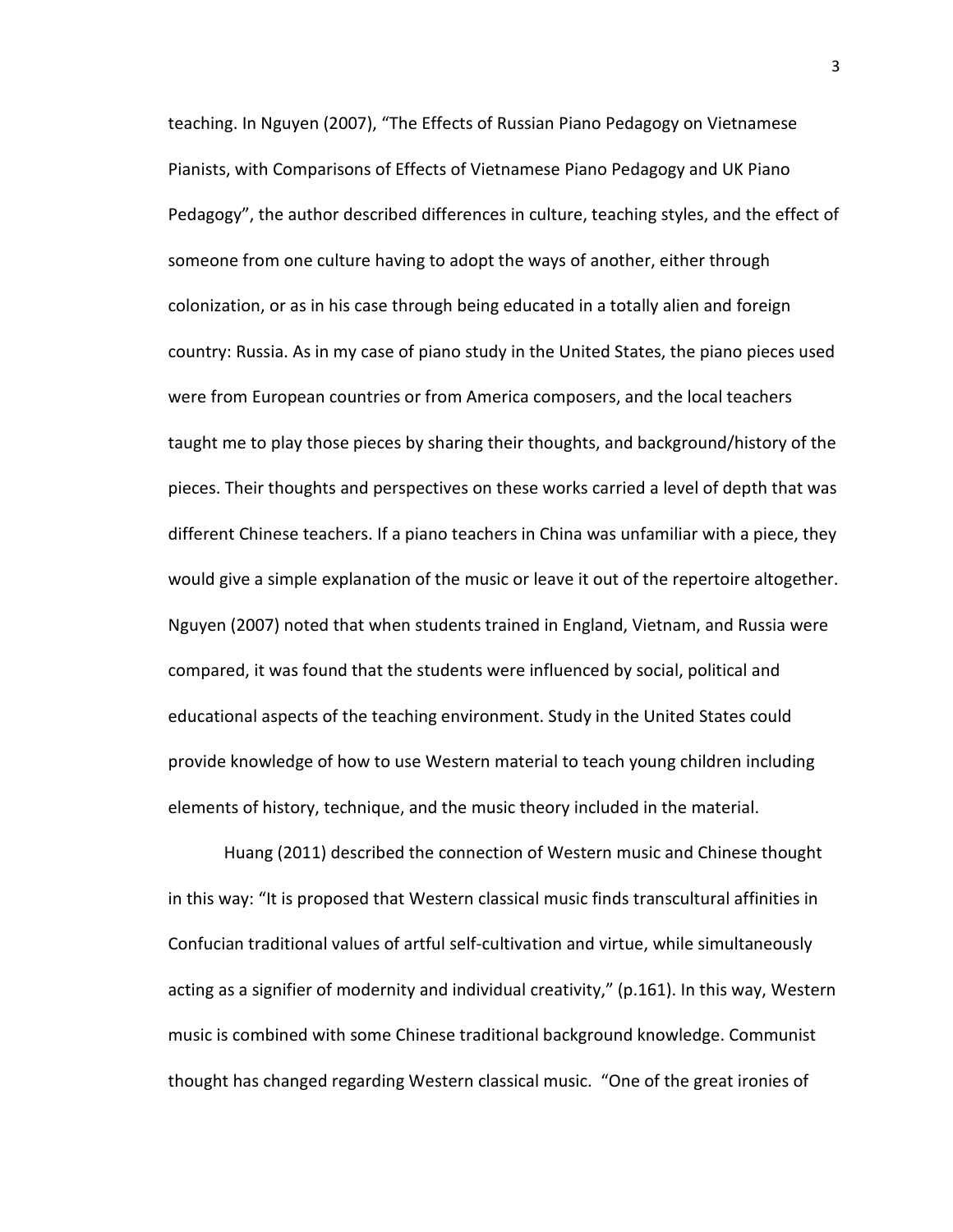teaching. In Nguyen (2007), "The Effects of Russian Piano Pedagogy on Vietnamese Pianists, with Comparisons of Effects of Vietnamese Piano Pedagogy and UK Piano Pedagogy", the author described differences in culture, teaching styles, and the effect of someone from one culture having to adopt the ways of another, either through colonization, or as in his case through being educated in a totally alien and foreign country: Russia. As in my case of piano study in the United States, the piano pieces used were from European countries or from America composers, and the local teachers taught me to play those pieces by sharing their thoughts, and background/history of the pieces. Their thoughts and perspectives on these works carried a level of depth that was different Chinese teachers. If a piano teachers in China was unfamiliar with a piece, they would give a simple explanation of the music or leave it out of the repertoire altogether. Nguyen (2007) noted that when students trained in England, Vietnam, and Russia were compared, it was found that the students were influenced by social, political and educational aspects of the teaching environment. Study in the United States could provide knowledge of how to use Western material to teach young children including elements of history, technique, and the music theory included in the material.

Huang (2011) described the connection of Western music and Chinese thought in this way: "It is proposed that Western classical music finds transcultural affinities in Confucian traditional values of artful self-cultivation and virtue, while simultaneously acting as a signifier of modernity and individual creativity," (p.161). In this way, Western music is combined with some Chinese traditional background knowledge. Communist thought has changed regarding Western classical music. "One of the great ironies of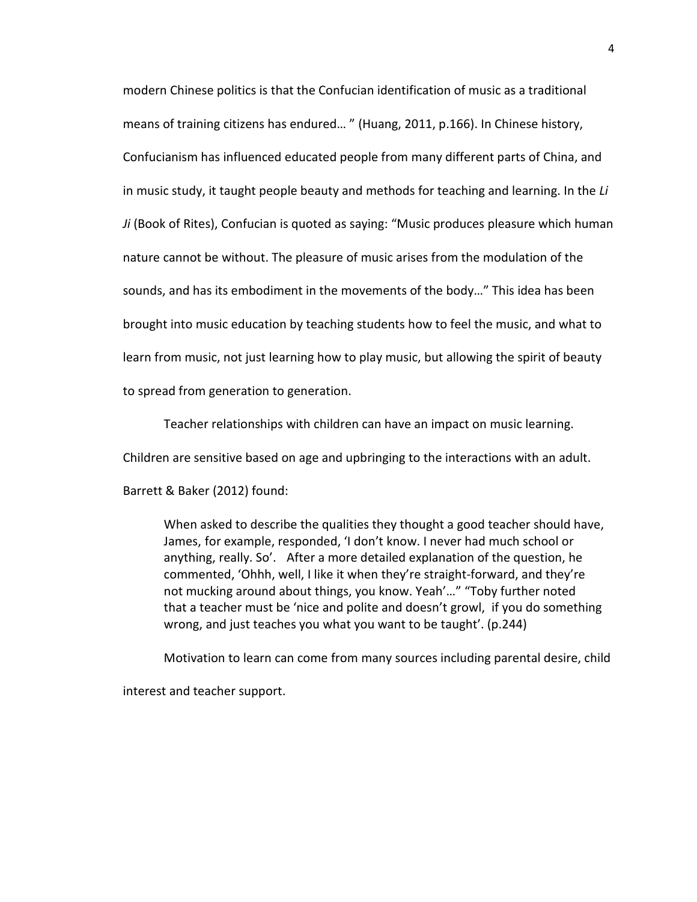modern Chinese politics is that the Confucian identification of music as a traditional means of training citizens has endured… " (Huang, 2011, p.166). In Chinese history, Confucianism has influenced educated people from many different parts of China, and in music study, it taught people beauty and methods for teaching and learning. In the *Li Ji* (Book of Rites), Confucian is quoted as saying: "Music produces pleasure which human nature cannot be without. The pleasure of music arises from the modulation of the sounds, and has its embodiment in the movements of the body…" This idea has been brought into music education by teaching students how to feel the music, and what to learn from music, not just learning how to play music, but allowing the spirit of beauty to spread from generation to generation.

Teacher relationships with children can have an impact on music learning. Children are sensitive based on age and upbringing to the interactions with an adult. Barrett & Baker (2012) found:

> When asked to describe the qualities they thought a good teacher should have, James, for example, responded, 'I don't know. I never had much school or anything, really. So'. After a more detailed explanation of the question, he commented, 'Ohhh, well, I like it when they're straight-forward, and they're not mucking around about things, you know. Yeah'…" "Toby further noted that a teacher must be 'nice and polite and doesn't growl, if you do something wrong, and just teaches you what you want to be taught'. (p.244)

Motivation to learn can come from many sources including parental desire, child interest and teacher support.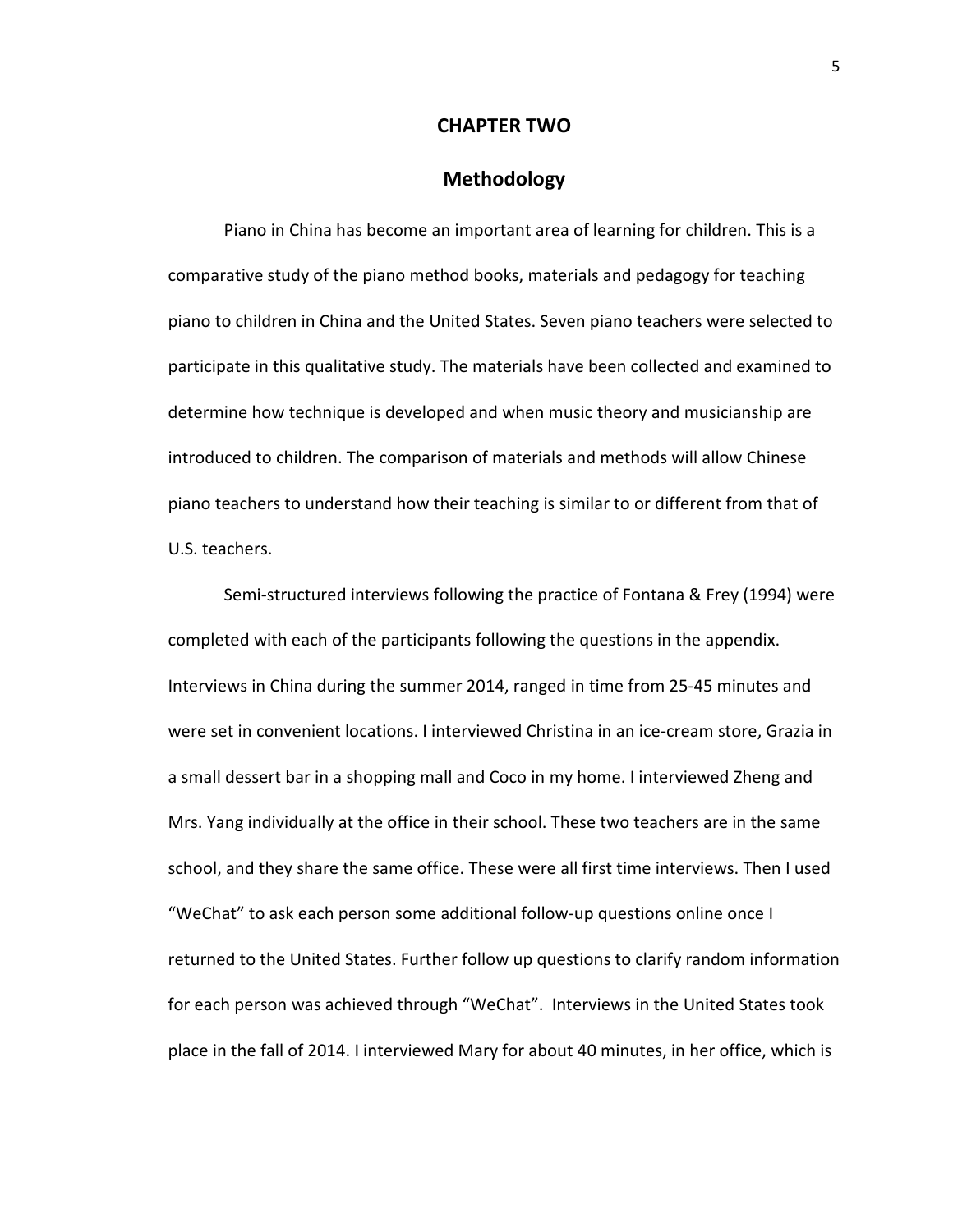# CHAPTER TWO

## Methodology

Piano in China has become an important area of learning for children. This is a comparative study of the piano method books, materials and pedagogy for teaching piano to children in China and the United States. Seven piano teachers were selected to participate in this qualitative study. The materials have been collected and examined to determine how technique is developed and when music theory and musicianship are introduced to children. The comparison of materials and methods will allow Chinese piano teachers to understand how their teaching is similar to or different from that of U.S. teachers.

Semi-structured interviews following the practice of Fontana & Frey (1994) were completed with each of the participants following the questions in the appendix. Interviews in China during the summer 2014, ranged in time from 25-45 minutes and were set in convenient locations. I interviewed Christina in an ice-cream store, Grazia in a small dessert bar in a shopping mall and Coco in my home. I interviewed Zheng and Mrs. Yang individually at the office in their school. These two teachers are in the same school, and they share the same office. These were all first time interviews. Then I used "WeChat" to ask each person some additional follow-up questions online once I returned to the United States. Further follow up questions to clarify random information for each person was achieved through "WeChat". Interviews in the United States took place in the fall of 2014. I interviewed Mary for about 40 minutes, in her office, which is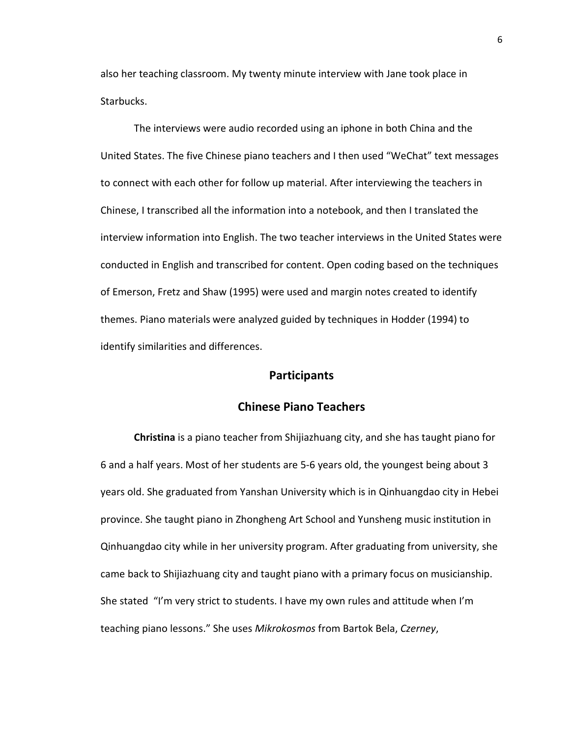also her teaching classroom. My twenty minute interview with Jane took place in Starbucks.

The interviews were audio recorded using an iphone in both China and the United States. The five Chinese piano teachers and I then used "WeChat" text messages to connect with each other for follow up material. After interviewing the teachers in Chinese, I transcribed all the information into a notebook, and then I translated the interview information into English. The two teacher interviews in the United States were conducted in English and transcribed for content. Open coding based on the techniques of Emerson, Fretz and Shaw (1995) were used and margin notes created to identify themes. Piano materials were analyzed guided by techniques in Hodder (1994) to identify similarities and differences.

## Participants

### Chinese Piano Teachers

**Christina** is a piano teacher from Shijiazhuang city, and she has taught piano for 6 and a half years. Most of her students are 5-6 years old, the youngest being about 3 years old. She graduated from Yanshan University which is in Qinhuangdao city in Hebei province. She taught piano in Zhongheng Art School and Yunsheng music institution in Qinhuangdao city while in her university program. After graduating from university, she came back to Shijiazhuang city and taught piano with a primary focus on musicianship. She stated "I'm very strict to students. I have my own rules and attitude when I'm teaching piano lessons." She uses *Mikrokosmos* from Bartok Bela, *Czerney*,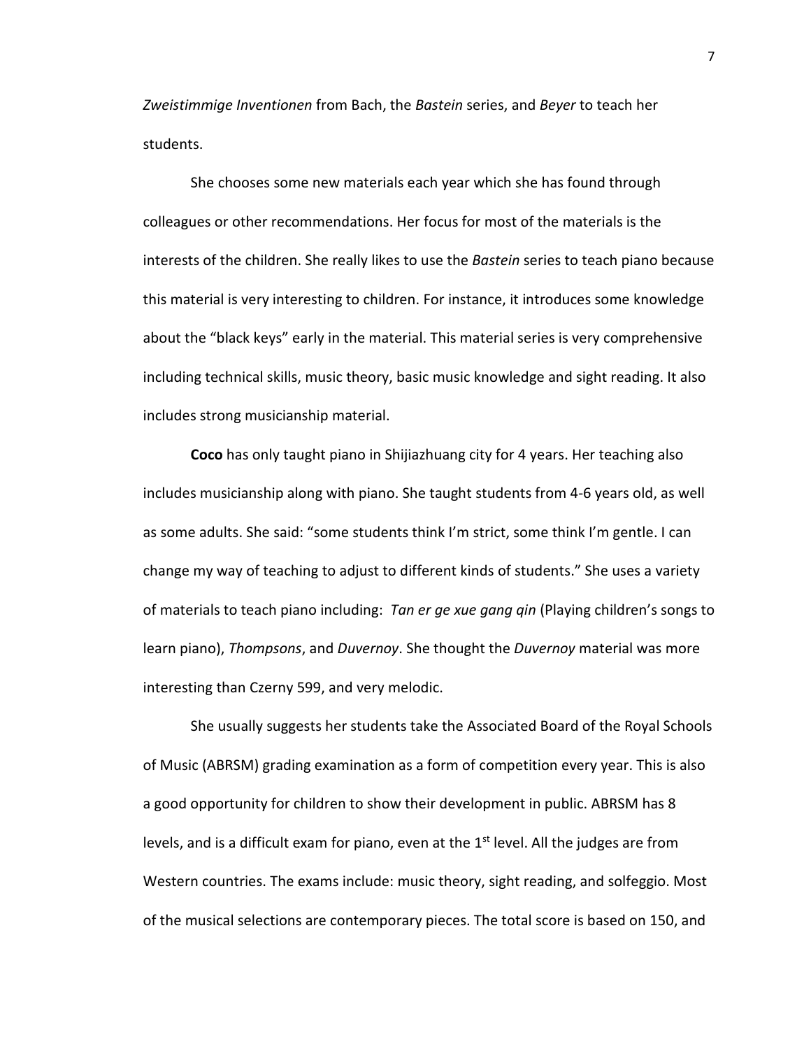*Zweistimmige Inventionen* from Bach, the *Bastein* series, and *Beyer* to teach her students.

She chooses some new materials each year which she has found through colleagues or other recommendations. Her focus for most of the materials is the interests of the children. She really likes to use the *Bastein* series to teach piano because this material is very interesting to children. For instance, it introduces some knowledge about the "black keys" early in the material. This material series is very comprehensive including technical skills, music theory, basic music knowledge and sight reading. It also includes strong musicianship material.

**Coco** has only taught piano in Shijiazhuang city for 4 years. Her teaching also includes musicianship along with piano. She taught students from 4-6 years old, as well as some adults. She said: "some students think I'm strict, some think I'm gentle. I can change my way of teaching to adjust to different kinds of students." She uses a variety of materials to teach piano including: *Tan er ge xue gang qin* (Playing children's songs to learn piano), *Thompsons*, and *Duvernoy*. She thought the *Duvernoy* material was more interesting than Czerny 599, and very melodic.

She usually suggests her students take the Associated Board of the Royal Schools of Music (ABRSM) grading examination as a form of competition every year. This is also a good opportunity for children to show their development in public. ABRSM has 8 levels, and is a difficult exam for piano, even at the 1st level. All the judges are from Western countries. The exams include: music theory, sight reading, and solfeggio. Most of the musical selections are contemporary pieces. The total score is based on 150, and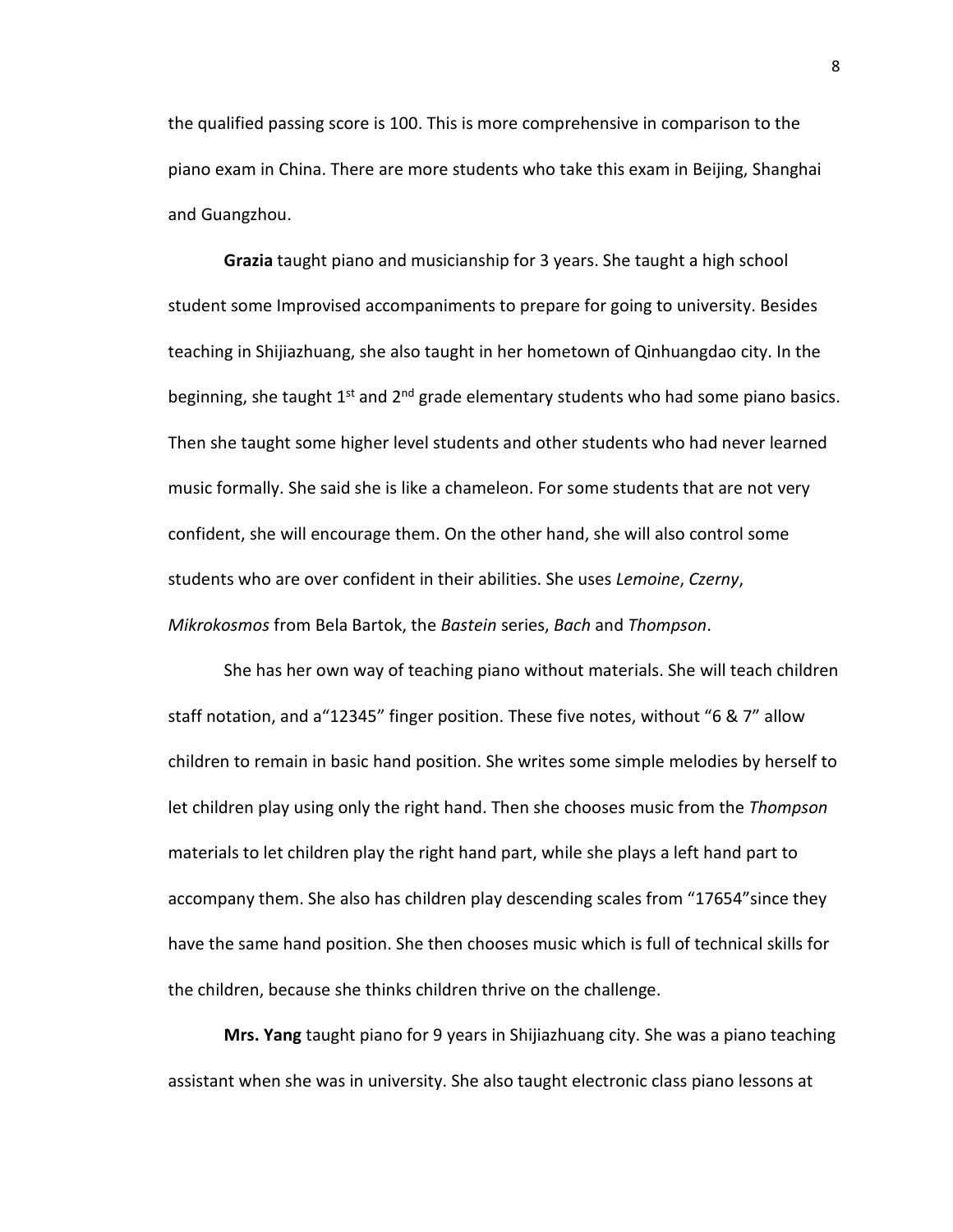the qualified passing score is 100. This is more comprehensive in comparison to the piano exam in China. There are more students who take this exam in Beijing, Shanghai and Guangzhou.

**Grazia** taught piano and musicianship for 3 years. She taught a high school student some Improvised accompaniments to prepare for going to university. Besides teaching in Shijiazhuang, she also taught in her hometown of Qinhuangdao city. In the beginning, she taught 1st and 2nd grade elementary students who had some piano basics. Then she taught some higher level students and other students who had never learned music formally. She said she is like a chameleon. For some students that are not very confident, she will encourage them. On the other hand, she will also control some students who are over confident in their abilities. She uses *Lemoine*, *Czerny*, *Mikrokosmos* from Bela Bartok, the *Bastein* series, *Bach* and *Thompson*.

She has her own way of teaching piano without materials. She will teach children staff notation, and a"12345" finger position. These five notes, without "6 & 7" allow children to remain in basic hand position. She writes some simple melodies by herself to let children play using only the right hand. Then she chooses music from the *Thompson* materials to let children play the right hand part, while she plays a left hand part to accompany them. She also has children play descending scales from "17654"since they have the same hand position. She then chooses music which is full of technical skills for the children, because she thinks children thrive on the challenge.

**Mrs. Yang** taught piano for 9 years in Shijiazhuang city. She was a piano teaching assistant when she was in university. She also taught electronic class piano lessons at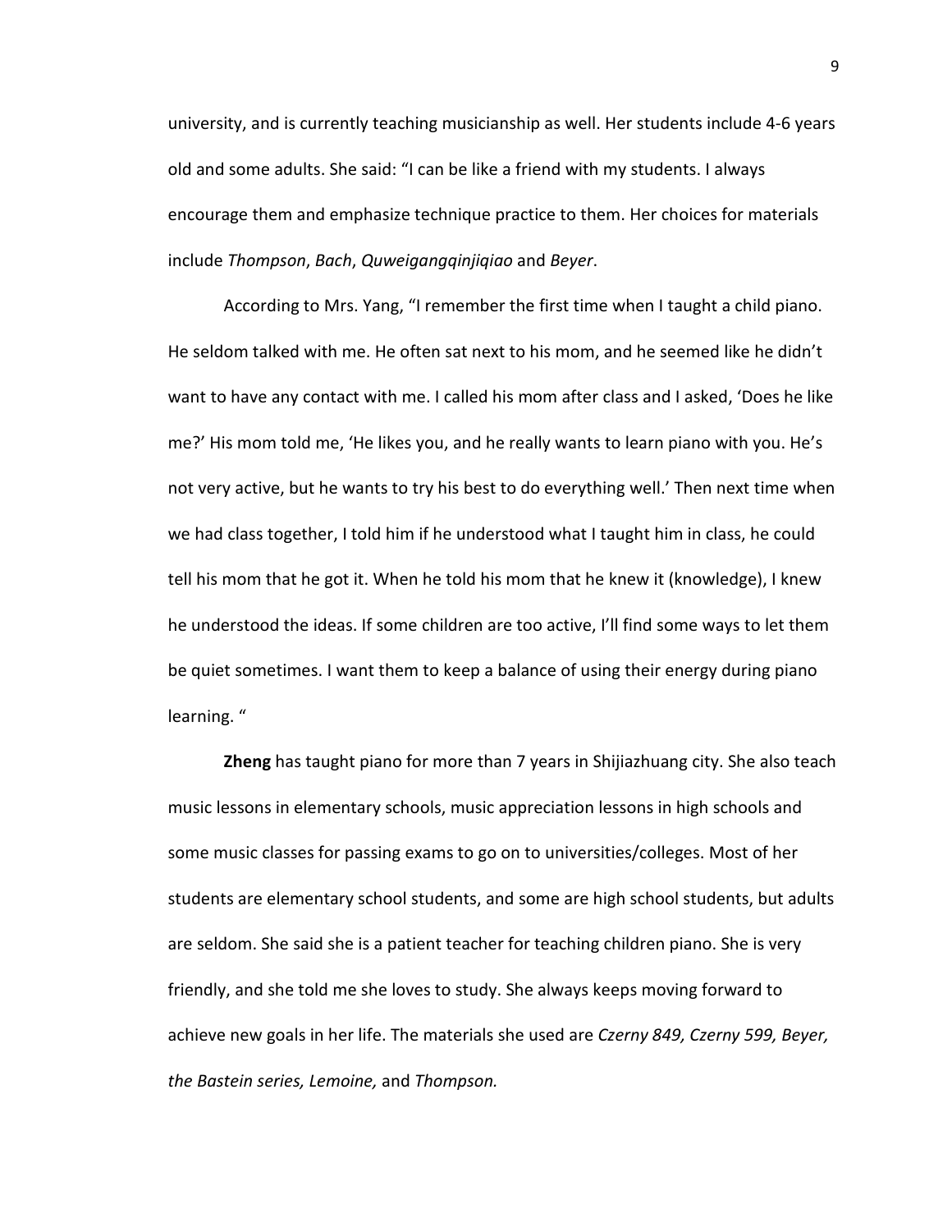university, and is currently teaching musicianship as well. Her students include 4-6 years old and some adults. She said: "I can be like a friend with my students. I always encourage them and emphasize technique practice to them. Her choices for materials include *Thompson*, *Bach*, *Quweigangqinjiqiao* and *Beyer*.

According to Mrs. Yang, "I remember the first time when I taught a child piano. He seldom talked with me. He often sat next to his mom, and he seemed like he didn't want to have any contact with me. I called his mom after class and I asked, 'Does he like me?' His mom told me, 'He likes you, and he really wants to learn piano with you. He's not very active, but he wants to try his best to do everything well.' Then next time when we had class together, I told him if he understood what I taught him in class, he could tell his mom that he got it. When he told his mom that he knew it (knowledge), I knew he understood the ideas. If some children are too active, I'll find some ways to let them be quiet sometimes. I want them to keep a balance of using their energy during piano learning. "

**Zheng** has taught piano for more than 7 years in Shijiazhuang city. She also teach music lessons in elementary schools, music appreciation lessons in high schools and some music classes for passing exams to go on to universities/colleges. Most of her students are elementary school students, and some are high school students, but adults are seldom. She said she is a patient teacher for teaching children piano. She is very friendly, and she told me she loves to study. She always keeps moving forward to achieve new goals in her life. The materials she used are *Czerny 849, Czerny 599, Beyer, the Bastein series, Lemoine,* and *Thompson.*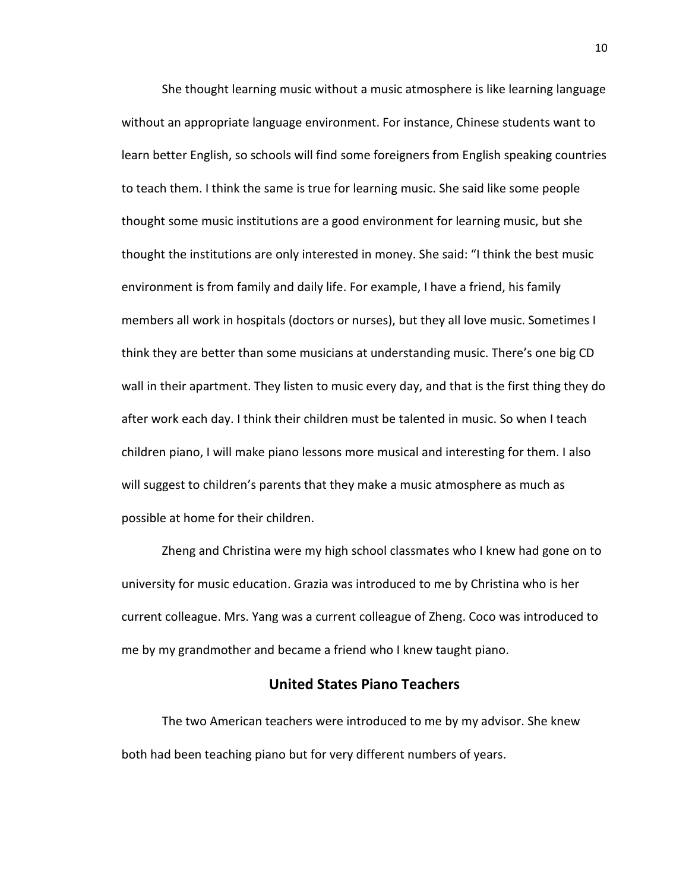She thought learning music without a music atmosphere is like learning language without an appropriate language environment. For instance, Chinese students want to learn better English, so schools will find some foreigners from English speaking countries to teach them. I think the same is true for learning music. She said like some people thought some music institutions are a good environment for learning music, but she thought the institutions are only interested in money. She said: "I think the best music environment is from family and daily life. For example, I have a friend, his family members all work in hospitals (doctors or nurses), but they all love music. Sometimes I think they are better than some musicians at understanding music. There's one big CD wall in their apartment. They listen to music every day, and that is the first thing they do after work each day. I think their children must be talented in music. So when I teach children piano, I will make piano lessons more musical and interesting for them. I also will suggest to children's parents that they make a music atmosphere as much as possible at home for their children.

Zheng and Christina were my high school classmates who I knew had gone on to university for music education. Grazia was introduced to me by Christina who is her current colleague. Mrs. Yang was a current colleague of Zheng. Coco was introduced to me by my grandmother and became a friend who I knew taught piano.

## United States Piano Teachers

The two American teachers were introduced to me by my advisor. She knew both had been teaching piano but for very different numbers of years.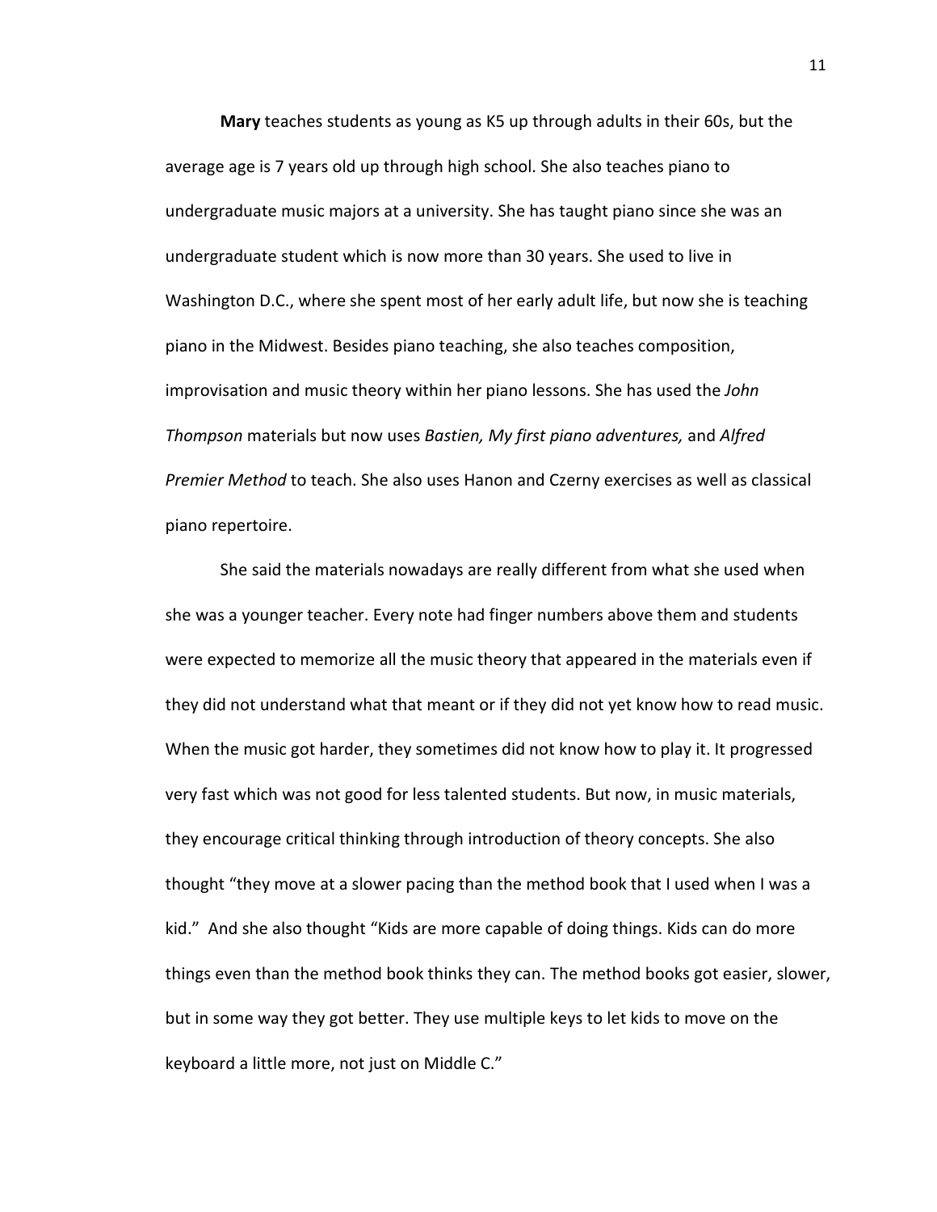**Mary** teaches students as young as K5 up through adults in their 60s, but the average age is 7 years old up through high school. She also teaches piano to undergraduate music majors at a university. She has taught piano since she was an undergraduate student which is now more than 30 years. She used to live in Washington D.C., where she spent most of her early adult life, but now she is teaching piano in the Midwest. Besides piano teaching, she also teaches composition, improvisation and music theory within her piano lessons. She has used the *John Thompson* materials but now uses *Bastien, My first piano adventures,* and *Alfred Premier Method* to teach. She also uses Hanon and Czerny exercises as well as classical piano repertoire.

She said the materials nowadays are really different from what she used when she was a younger teacher. Every note had finger numbers above them and students were expected to memorize all the music theory that appeared in the materials even if they did not understand what that meant or if they did not yet know how to read music. When the music got harder, they sometimes did not know how to play it. It progressed very fast which was not good for less talented students. But now, in music materials, they encourage critical thinking through introduction of theory concepts. She also thought "they move at a slower pacing than the method book that I used when I was a kid." And she also thought "Kids are more capable of doing things. Kids can do more things even than the method book thinks they can. The method books got easier, slower, but in some way they got better. They use multiple keys to let kids to move on the keyboard a little more, not just on Middle C."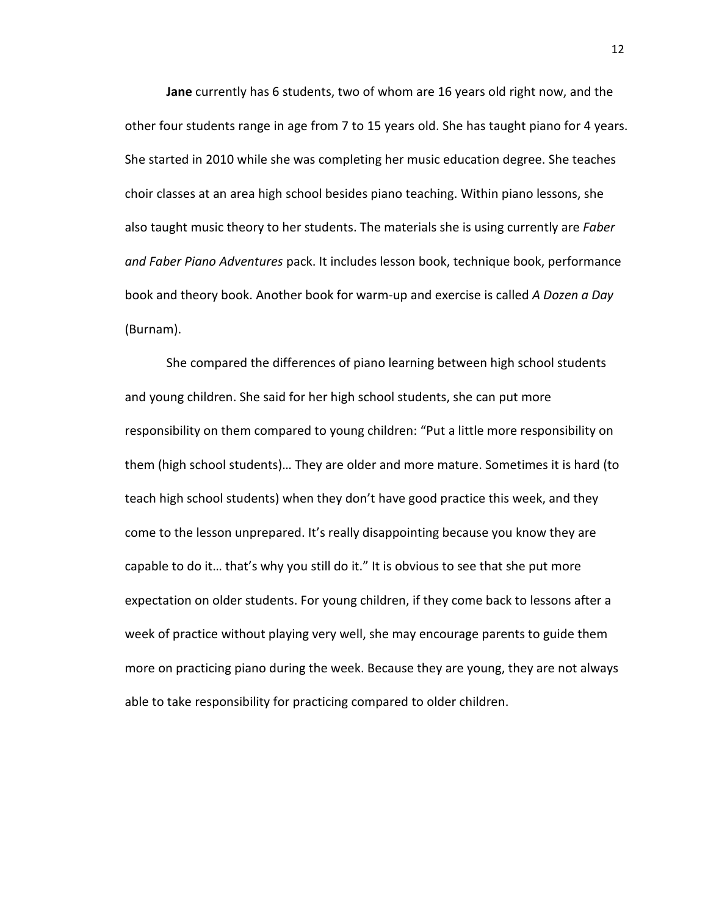**Jane** currently has 6 students, two of whom are 16 years old right now, and the other four students range in age from 7 to 15 years old. She has taught piano for 4 years. She started in 2010 while she was completing her music education degree. She teaches choir classes at an area high school besides piano teaching. Within piano lessons, she also taught music theory to her students. The materials she is using currently are *Faber and Faber Piano Adventures* pack. It includes lesson book, technique book, performance book and theory book. Another book for warm-up and exercise is called *A Dozen a Day* (Burnam).

She compared the differences of piano learning between high school students and young children. She said for her high school students, she can put more responsibility on them compared to young children: "Put a little more responsibility on them (high school students)… They are older and more mature. Sometimes it is hard (to teach high school students) when they don't have good practice this week, and they come to the lesson unprepared. It's really disappointing because you know they are capable to do it… that's why you still do it." It is obvious to see that she put more expectation on older students. For young children, if they come back to lessons after a week of practice without playing very well, she may encourage parents to guide them more on practicing piano during the week. Because they are young, they are not always able to take responsibility for practicing compared to older children.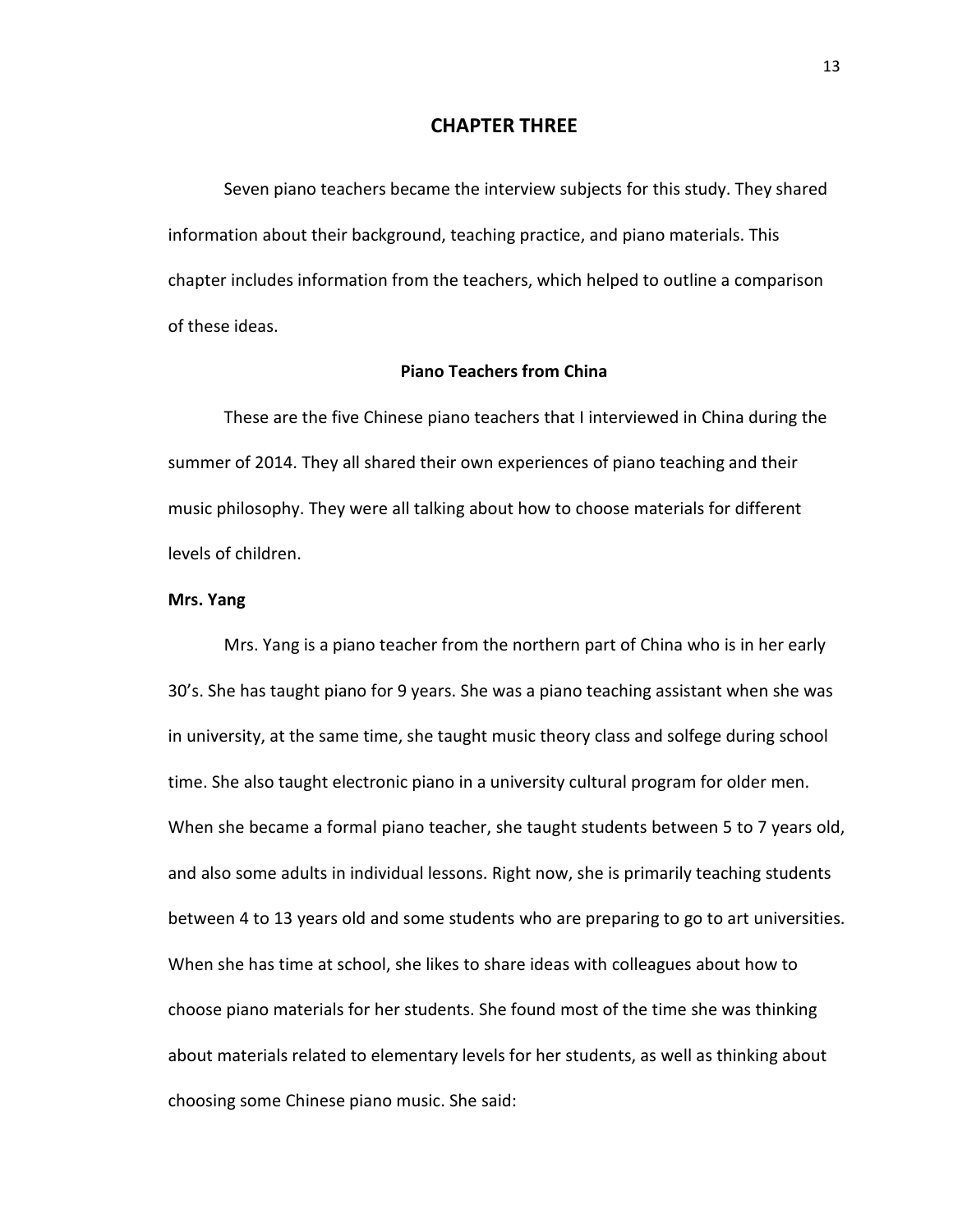# CHAPTER THREE

Seven piano teachers became the interview subjects for this study. They shared information about their background, teaching practice, and piano materials. This chapter includes information from the teachers, which helped to outline a comparison of these ideas.

## Piano Teachers from China

These are the five Chinese piano teachers that I interviewed in China during the summer of 2014. They all shared their own experiences of piano teaching and their music philosophy. They were all talking about how to choose materials for different levels of children.

### Mrs. Yang

Mrs. Yang is a piano teacher from the northern part of China who is in her early 30's. She has taught piano for 9 years. She was a piano teaching assistant when she was in university, at the same time, she taught music theory class and solfege during school time. She also taught electronic piano in a university cultural program for older men. When she became a formal piano teacher, she taught students between 5 to 7 years old, and also some adults in individual lessons. Right now, she is primarily teaching students between 4 to 13 years old and some students who are preparing to go to art universities. When she has time at school, she likes to share ideas with colleagues about how to choose piano materials for her students. She found most of the time she was thinking about materials related to elementary levels for her students, as well as thinking about choosing some Chinese piano music. She said: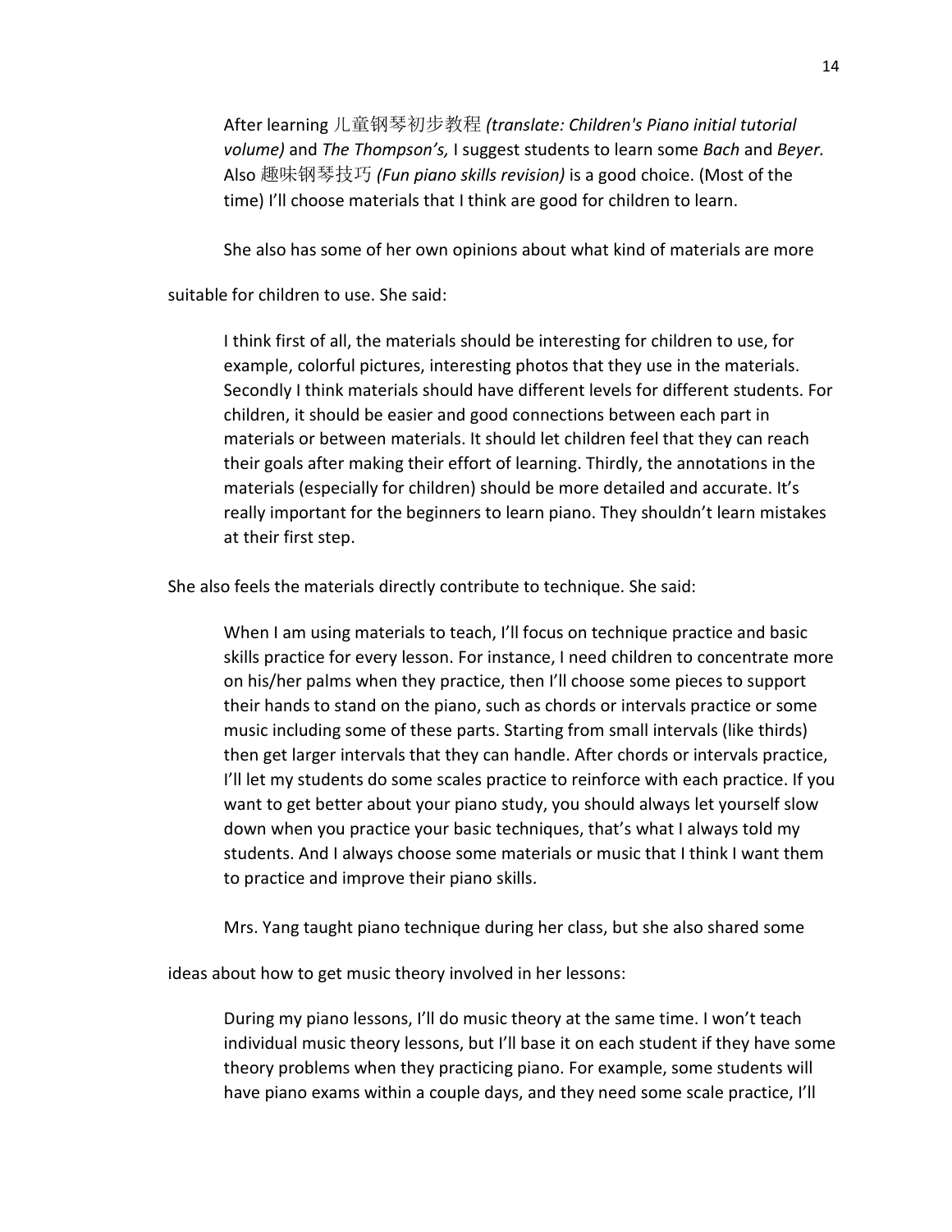> After learning 儿童钢琴初步教程 *(translate: Children's Piano initial tutorial volume)* and *The Thompson's,* I suggest students to learn some *Bach* and *Beyer.* Also 趣味钢琴技巧 *(Fun piano skills revision)* is a good choice. (Most of the time) I'll choose materials that I think are good for children to learn.

She also has some of her own opinions about what kind of materials are more suitable for children to use. She said:

> I think first of all, the materials should be interesting for children to use, for example, colorful pictures, interesting photos that they use in the materials. Secondly I think materials should have different levels for different students. For children, it should be easier and good connections between each part in materials or between materials. It should let children feel that they can reach their goals after making their effort of learning. Thirdly, the annotations in the materials (especially for children) should be more detailed and accurate. It's really important for the beginners to learn piano. They shouldn't learn mistakes at their first step.

She also feels the materials directly contribute to technique. She said:

> When I am using materials to teach, I'll focus on technique practice and basic skills practice for every lesson. For instance, I need children to concentrate more on his/her palms when they practice, then I'll choose some pieces to support their hands to stand on the piano, such as chords or intervals practice or some music including some of these parts. Starting from small intervals (like thirds) then get larger intervals that they can handle. After chords or intervals practice, I'll let my students do some scales practice to reinforce with each practice. If you want to get better about your piano study, you should always let yourself slow down when you practice your basic techniques, that's what I always told my students. And I always choose some materials or music that I think I want them to practice and improve their piano skills.

Mrs. Yang taught piano technique during her class, but she also shared some ideas about how to get music theory involved in her lessons:

> During my piano lessons, I'll do music theory at the same time. I won't teach individual music theory lessons, but I'll base it on each student if they have some theory problems when they practicing piano. For example, some students will have piano exams within a couple days, and they need some scale practice, I'll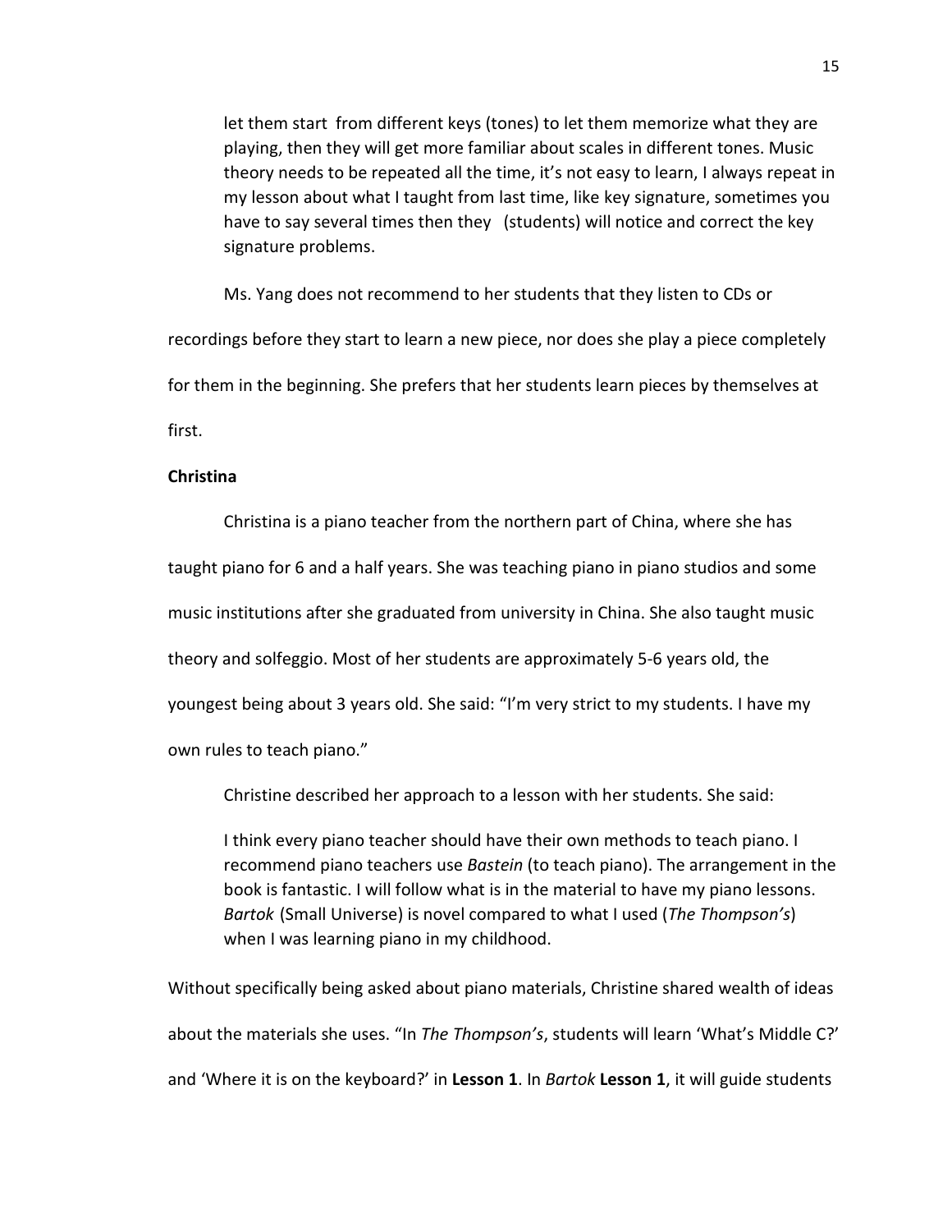> let them start from different keys (tones) to let them memorize what they are playing, then they will get more familiar about scales in different tones. Music theory needs to be repeated all the time, it's not easy to learn, I always repeat in my lesson about what I taught from last time, like key signature, sometimes you have to say several times then they (students) will notice and correct the key signature problems.

Ms. Yang does not recommend to her students that they listen to CDs or recordings before they start to learn a new piece, nor does she play a piece completely for them in the beginning. She prefers that her students learn pieces by themselves at first.

**Christina**

Christina is a piano teacher from the northern part of China, where she has taught piano for 6 and a half years. She was teaching piano in piano studios and some music institutions after she graduated from university in China. She also taught music theory and solfeggio. Most of her students are approximately 5-6 years old, the youngest being about 3 years old. She said: "I'm very strict to my students. I have my own rules to teach piano."

Christine described her approach to a lesson with her students. She said:

> I think every piano teacher should have their own methods to teach piano. I recommend piano teachers use *Bastein* (to teach piano). The arrangement in the book is fantastic. I will follow what is in the material to have my piano lessons. *Bartok* (Small Universe) is novel compared to what I used (*The Thompson's*) when I was learning piano in my childhood.

Without specifically being asked about piano materials, Christine shared wealth of ideas about the materials she uses. "In *The Thompson's*, students will learn 'What's Middle C?' and 'Where it is on the keyboard?' in **Lesson 1**. In *Bartok* **Lesson 1**, it will guide students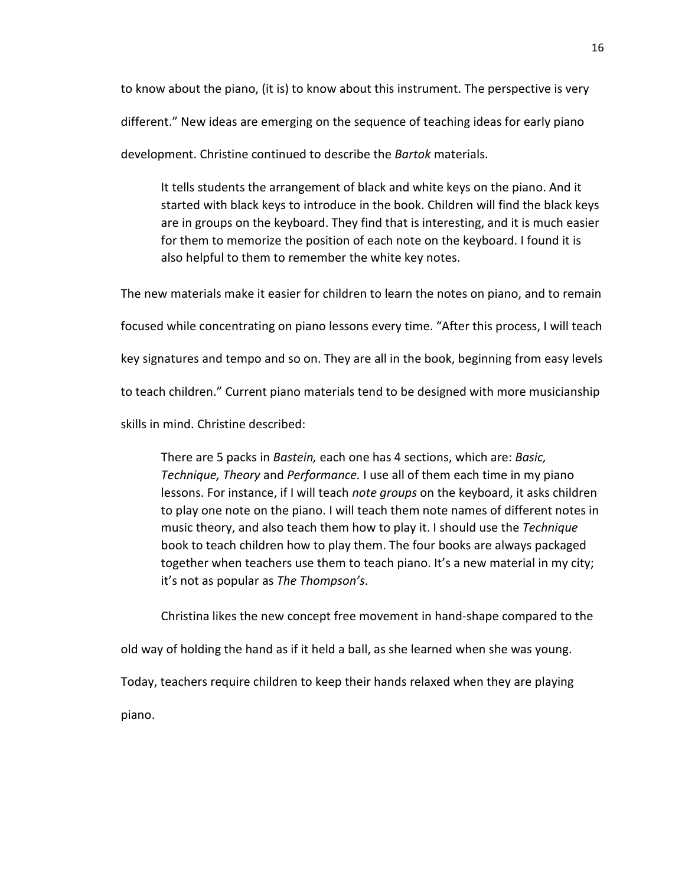to know about the piano, (it is) to know about this instrument. The perspective is very different." New ideas are emerging on the sequence of teaching ideas for early piano development. Christine continued to describe the *Bartok* materials.

> It tells students the arrangement of black and white keys on the piano. And it started with black keys to introduce in the book. Children will find the black keys are in groups on the keyboard. They find that is interesting, and it is much easier for them to memorize the position of each note on the keyboard. I found it is also helpful to them to remember the white key notes.

The new materials make it easier for children to learn the notes on piano, and to remain focused while concentrating on piano lessons every time. "After this process, I will teach key signatures and tempo and so on. They are all in the book, beginning from easy levels to teach children." Current piano materials tend to be designed with more musicianship skills in mind. Christine described:

> There are 5 packs in *Bastein,* each one has 4 sections, which are: *Basic, Technique, Theory* and *Performance.* I use all of them each time in my piano lessons. For instance, if I will teach *note groups* on the keyboard, it asks children to play one note on the piano. I will teach them note names of different notes in music theory, and also teach them how to play it. I should use the *Technique* book to teach children how to play them. The four books are always packaged together when teachers use them to teach piano. It's a new material in my city; it's not as popular as *The Thompson's*.

Christina likes the new concept free movement in hand-shape compared to the old way of holding the hand as if it held a ball, as she learned when she was young. Today, teachers require children to keep their hands relaxed when they are playing piano.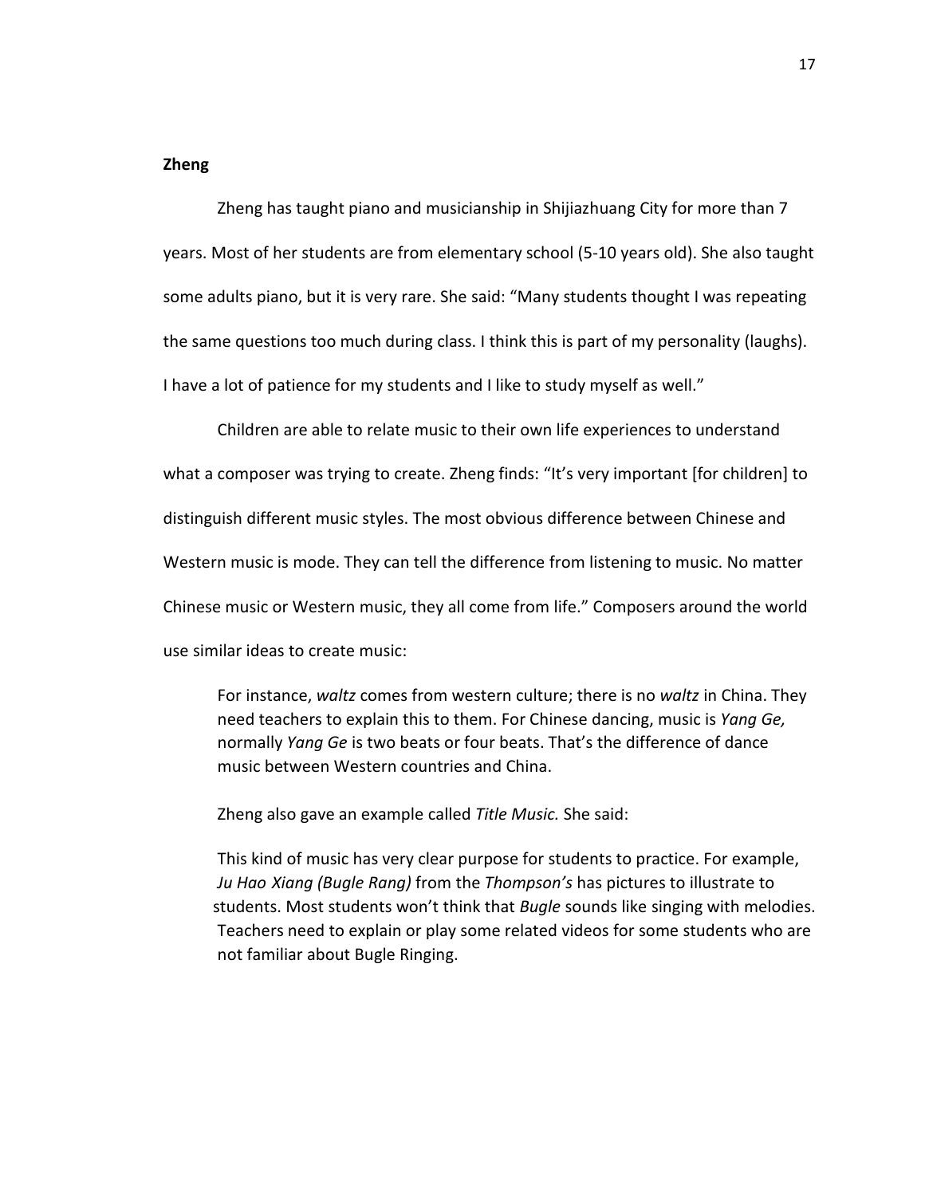**Zheng**

Zheng has taught piano and musicianship in Shijiazhuang City for more than 7 years. Most of her students are from elementary school (5-10 years old). She also taught some adults piano, but it is very rare. She said: "Many students thought I was repeating the same questions too much during class. I think this is part of my personality (laughs). I have a lot of patience for my students and I like to study myself as well."

Children are able to relate music to their own life experiences to understand what a composer was trying to create. Zheng finds: "It's very important [for children] to distinguish different music styles. The most obvious difference between Chinese and Western music is mode. They can tell the difference from listening to music. No matter Chinese music or Western music, they all come from life." Composers around the world use similar ideas to create music:

> For instance, *waltz* comes from western culture; there is no *waltz* in China. They need teachers to explain this to them. For Chinese dancing, music is *Yang Ge,* normally *Yang Ge* is two beats or four beats. That's the difference of dance music between Western countries and China.

Zheng also gave an example called *Title Music.* She said:

> This kind of music has very clear purpose for students to practice. For example, *Ju Hao Xiang (Bugle Rang)* from the *Thompson's* has pictures to illustrate to students. Most students won't think that *Bugle* sounds like singing with melodies. Teachers need to explain or play some related videos for some students who are not familiar about Bugle Ringing.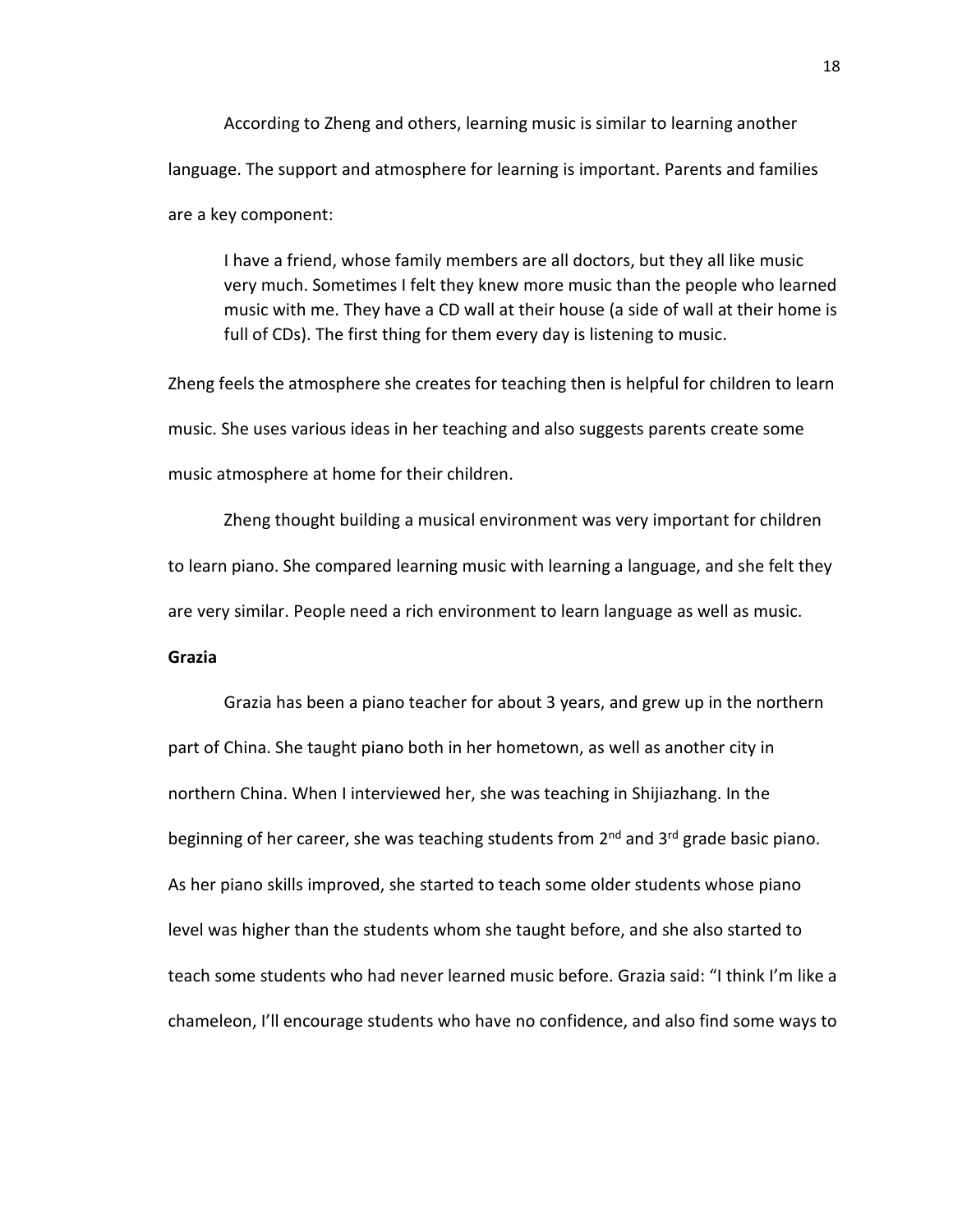According to Zheng and others, learning music is similar to learning another language. The support and atmosphere for learning is important. Parents and families are a key component:

> I have a friend, whose family members are all doctors, but they all like music very much. Sometimes I felt they knew more music than the people who learned music with me. They have a CD wall at their house (a side of wall at their home is full of CDs). The first thing for them every day is listening to music.

Zheng feels the atmosphere she creates for teaching then is helpful for children to learn music. She uses various ideas in her teaching and also suggests parents create some music atmosphere at home for their children.

Zheng thought building a musical environment was very important for children to learn piano. She compared learning music with learning a language, and she felt they are very similar. People need a rich environment to learn language as well as music.

**Grazia**

Grazia has been a piano teacher for about 3 years, and grew up in the northern part of China. She taught piano both in her hometown, as well as another city in northern China. When I interviewed her, she was teaching in Shijiazhang. In the beginning of her career, she was teaching students from 2nd and 3rd grade basic piano. As her piano skills improved, she started to teach some older students whose piano level was higher than the students whom she taught before, and she also started to teach some students who had never learned music before. Grazia said: "I think I'm like a chameleon, I'll encourage students who have no confidence, and also find some ways to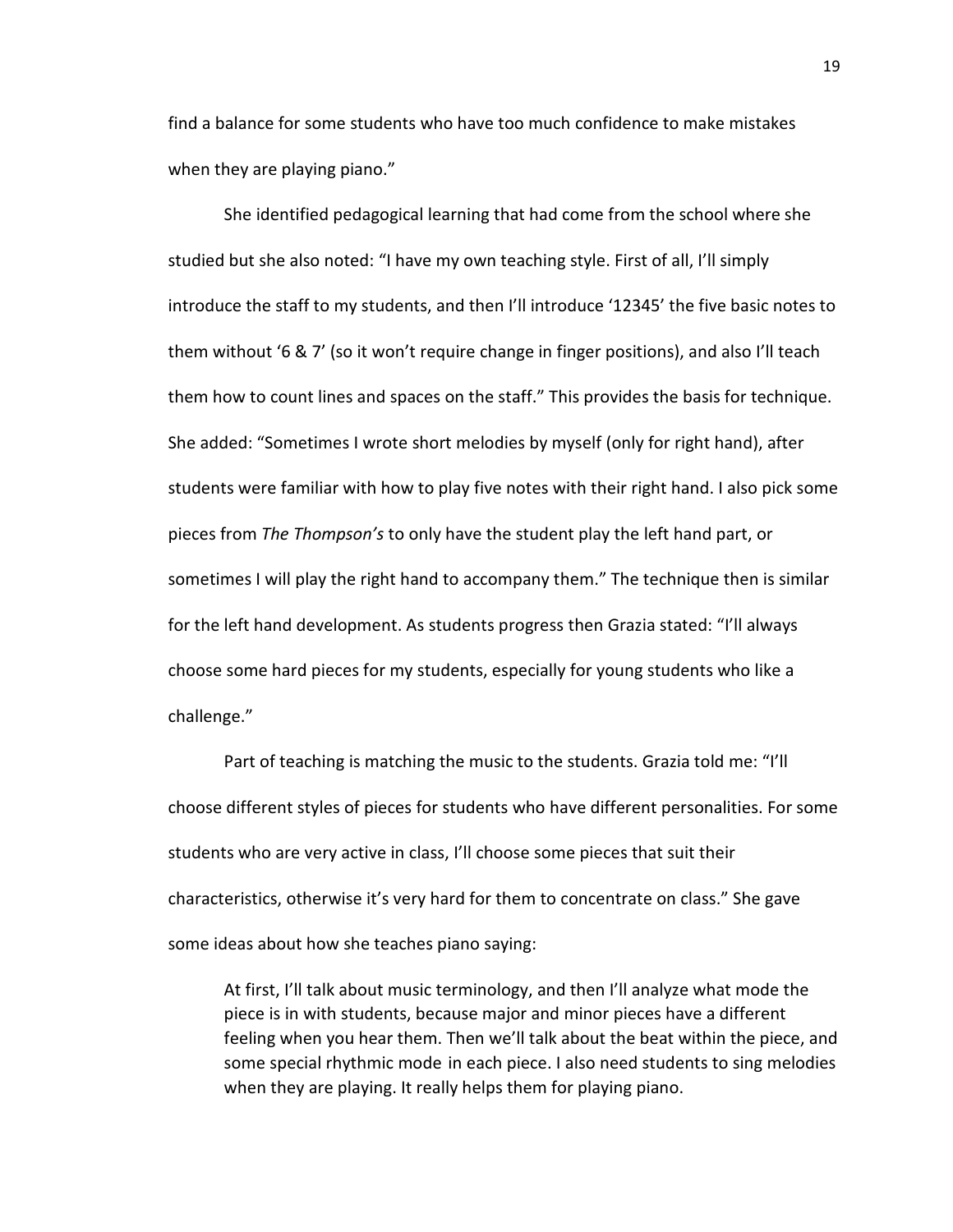find a balance for some students who have too much confidence to make mistakes when they are playing piano."

She identified pedagogical learning that had come from the school where she studied but she also noted: "I have my own teaching style. First of all, I'll simply introduce the staff to my students, and then I'll introduce '12345' the five basic notes to them without '6 & 7' (so it won't require change in finger positions), and also I'll teach them how to count lines and spaces on the staff." This provides the basis for technique. She added: "Sometimes I wrote short melodies by myself (only for right hand), after students were familiar with how to play five notes with their right hand. I also pick some pieces from *The Thompson's* to only have the student play the left hand part, or sometimes I will play the right hand to accompany them." The technique then is similar for the left hand development. As students progress then Grazia stated: "I'll always choose some hard pieces for my students, especially for young students who like a challenge."

Part of teaching is matching the music to the students. Grazia told me: "I'll choose different styles of pieces for students who have different personalities. For some students who are very active in class, I'll choose some pieces that suit their characteristics, otherwise it's very hard for them to concentrate on class." She gave some ideas about how she teaches piano saying:

> At first, I'll talk about music terminology, and then I'll analyze what mode the piece is in with students, because major and minor pieces have a different feeling when you hear them. Then we'll talk about the beat within the piece, and some special rhythmic mode in each piece. I also need students to sing melodies when they are playing. It really helps them for playing piano.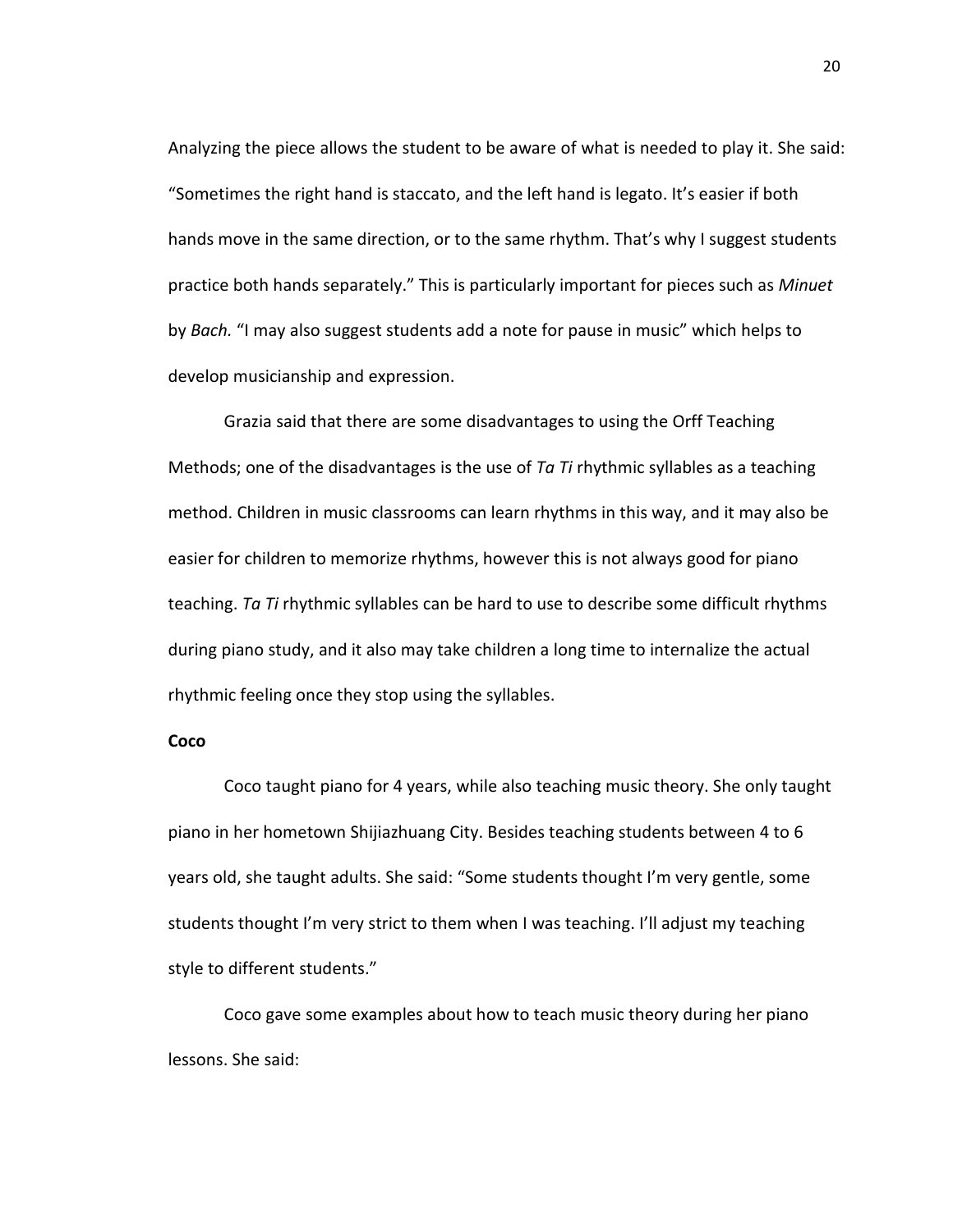Analyzing the piece allows the student to be aware of what is needed to play it. She said: "Sometimes the right hand is staccato, and the left hand is legato. It's easier if both hands move in the same direction, or to the same rhythm. That's why I suggest students practice both hands separately." This is particularly important for pieces such as *Minuet* by *Bach.* "I may also suggest students add a note for pause in music" which helps to develop musicianship and expression.

Grazia said that there are some disadvantages to using the Orff Teaching Methods; one of the disadvantages is the use of *Ta Ti* rhythmic syllables as a teaching method. Children in music classrooms can learn rhythms in this way, and it may also be easier for children to memorize rhythms, however this is not always good for piano teaching. *Ta Ti* rhythmic syllables can be hard to use to describe some difficult rhythms during piano study, and it also may take children a long time to internalize the actual rhythmic feeling once they stop using the syllables.

**Coco**

Coco taught piano for 4 years, while also teaching music theory. She only taught piano in her hometown Shijiazhuang City. Besides teaching students between 4 to 6 years old, she taught adults. She said: "Some students thought I'm very gentle, some students thought I'm very strict to them when I was teaching. I'll adjust my teaching style to different students."

Coco gave some examples about how to teach music theory during her piano lessons. She said: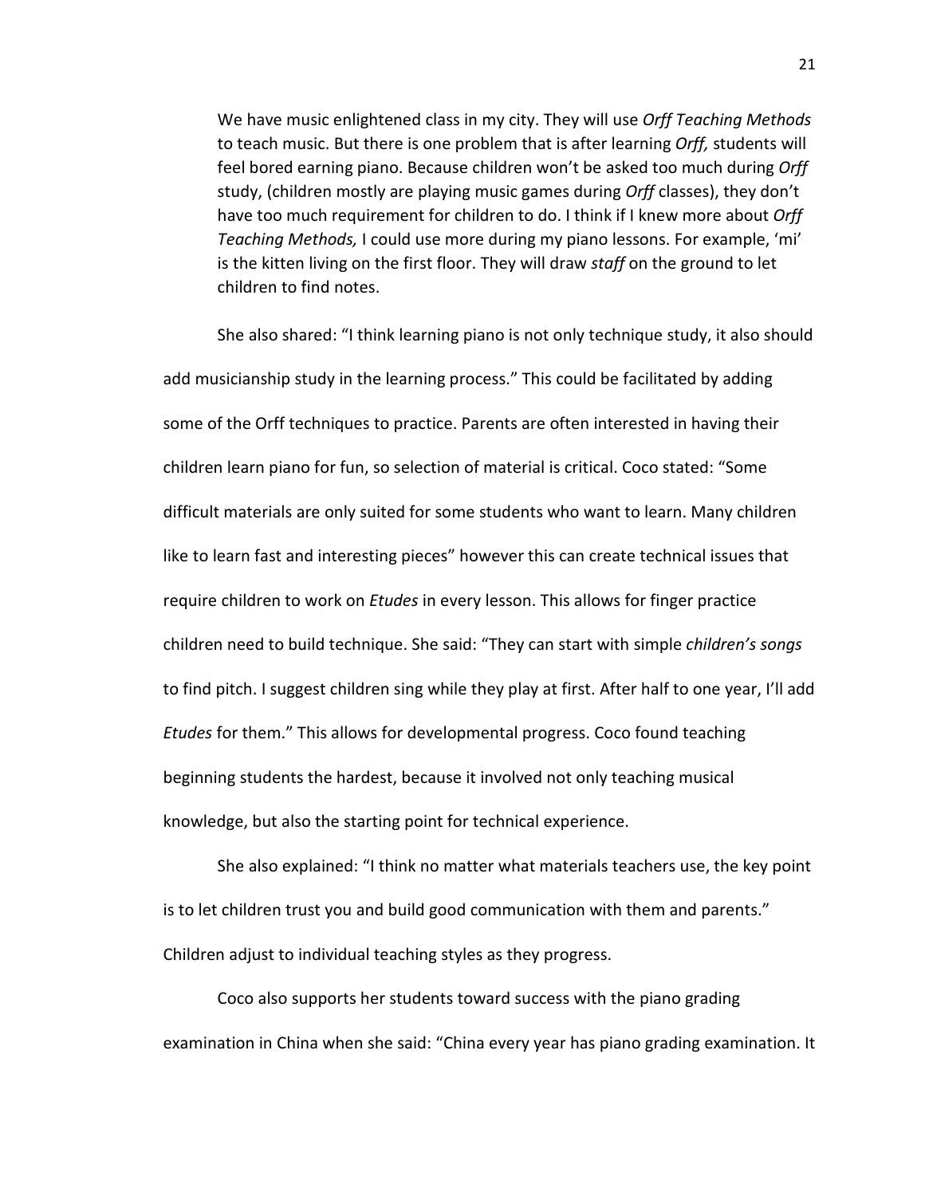> We have music enlightened class in my city. They will use *Orff Teaching Methods* to teach music. But there is one problem that is after learning *Orff,* students will feel bored earning piano. Because children won't be asked too much during *Orff* study, (children mostly are playing music games during *Orff* classes), they don't have too much requirement for children to do. I think if I knew more about *Orff Teaching Methods,* I could use more during my piano lessons. For example, 'mi' is the kitten living on the first floor. They will draw *staff* on the ground to let children to find notes.

She also shared: "I think learning piano is not only technique study, it also should add musicianship study in the learning process." This could be facilitated by adding some of the Orff techniques to practice. Parents are often interested in having their children learn piano for fun, so selection of material is critical. Coco stated: "Some difficult materials are only suited for some students who want to learn. Many children like to learn fast and interesting pieces" however this can create technical issues that require children to work on *Etudes* in every lesson. This allows for finger practice children need to build technique. She said: "They can start with simple *children's songs* to find pitch. I suggest children sing while they play at first. After half to one year, I'll add *Etudes* for them." This allows for developmental progress. Coco found teaching beginning students the hardest, because it involved not only teaching musical knowledge, but also the starting point for technical experience.

She also explained: "I think no matter what materials teachers use, the key point is to let children trust you and build good communication with them and parents." Children adjust to individual teaching styles as they progress.

Coco also supports her students toward success with the piano grading examination in China when she said: "China every year has piano grading examination. It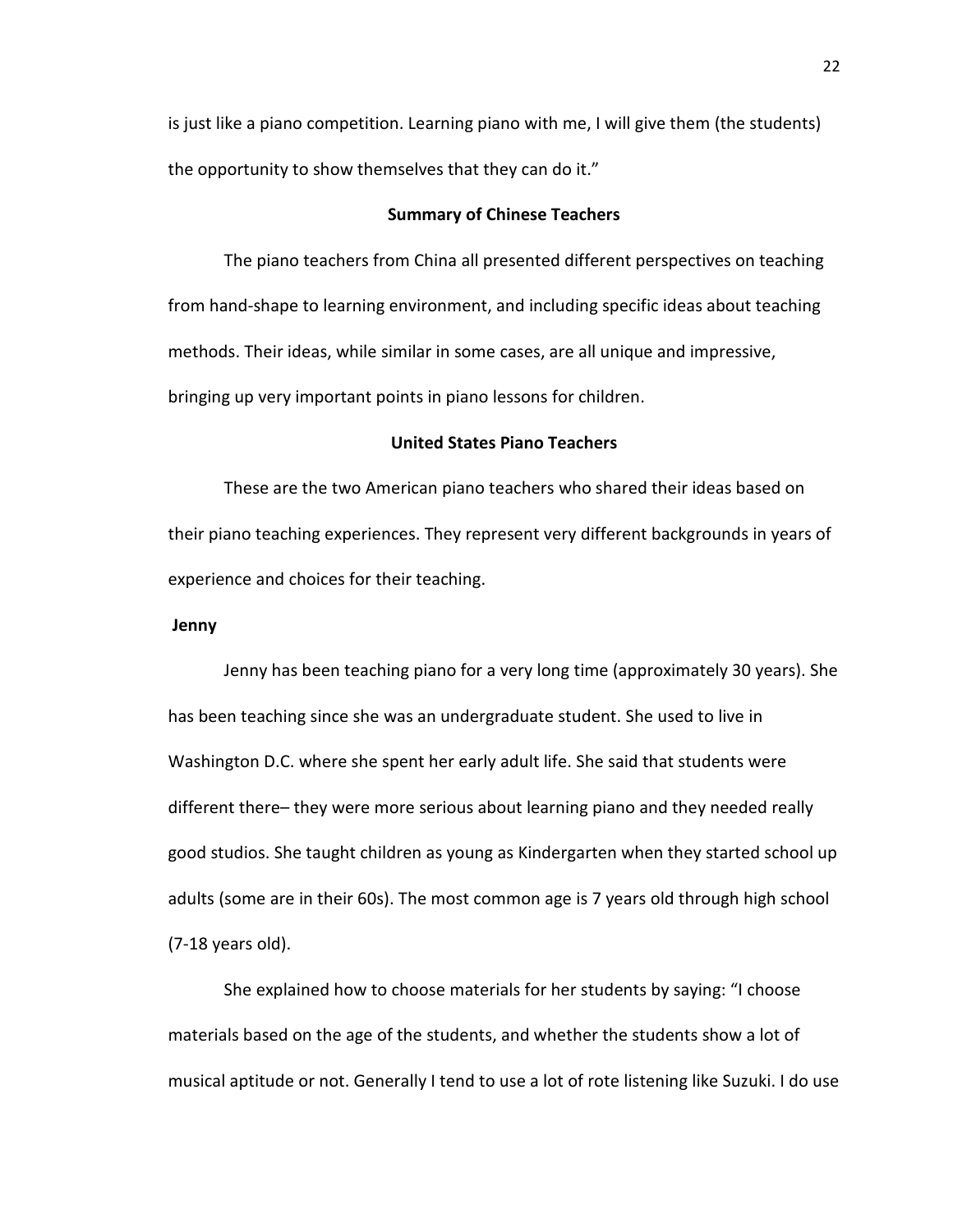is just like a piano competition. Learning piano with me, I will give them (the students) the opportunity to show themselves that they can do it."

## Summary of Chinese Teachers

The piano teachers from China all presented different perspectives on teaching from hand-shape to learning environment, and including specific ideas about teaching methods. Their ideas, while similar in some cases, are all unique and impressive, bringing up very important points in piano lessons for children.

## United States Piano Teachers

These are the two American piano teachers who shared their ideas based on their piano teaching experiences. They represent very different backgrounds in years of experience and choices for their teaching.

### Jenny

Jenny has been teaching piano for a very long time (approximately 30 years). She has been teaching since she was an undergraduate student. She used to live in Washington D.C. where she spent her early adult life. She said that students were different there– they were more serious about learning piano and they needed really good studios. She taught children as young as Kindergarten when they started school up adults (some are in their 60s). The most common age is 7 years old through high school (7-18 years old).

She explained how to choose materials for her students by saying: "I choose materials based on the age of the students, and whether the students show a lot of musical aptitude or not. Generally I tend to use a lot of rote listening like Suzuki. I do use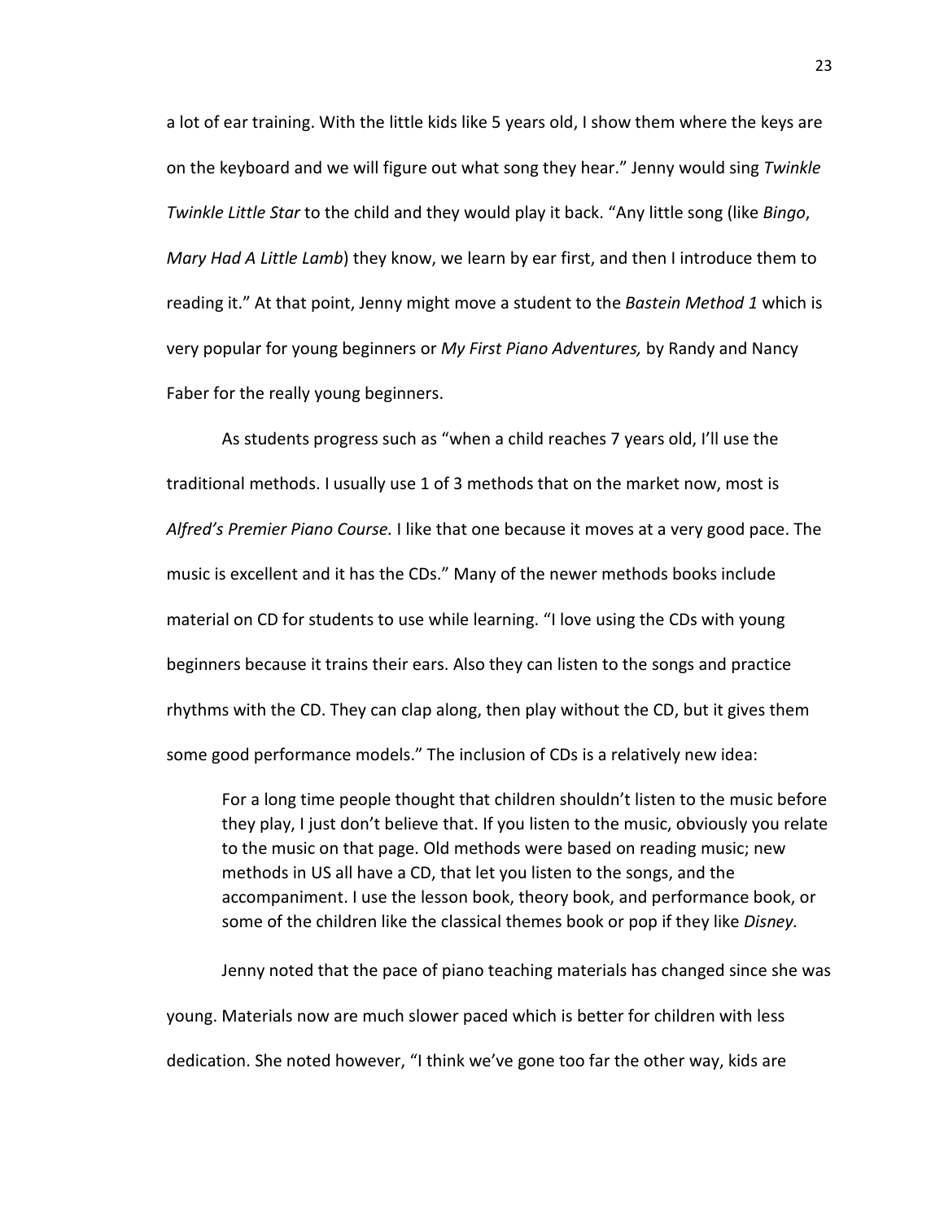a lot of ear training. With the little kids like 5 years old, I show them where the keys are on the keyboard and we will figure out what song they hear." Jenny would sing *Twinkle Twinkle Little Star* to the child and they would play it back. "Any little song (like *Bingo*, *Mary Had A Little Lamb*) they know, we learn by ear first, and then I introduce them to reading it." At that point, Jenny might move a student to the *Bastein Method 1* which is very popular for young beginners or *My First Piano Adventures,* by Randy and Nancy Faber for the really young beginners.

As students progress such as "when a child reaches 7 years old, I'll use the traditional methods. I usually use 1 of 3 methods that on the market now, most is *Alfred's Premier Piano Course.* I like that one because it moves at a very good pace. The music is excellent and it has the CDs." Many of the newer methods books include material on CD for students to use while learning. "I love using the CDs with young beginners because it trains their ears. Also they can listen to the songs and practice rhythms with the CD. They can clap along, then play without the CD, but it gives them some good performance models." The inclusion of CDs is a relatively new idea:

> For a long time people thought that children shouldn't listen to the music before they play, I just don't believe that. If you listen to the music, obviously you relate to the music on that page. Old methods were based on reading music; new methods in US all have a CD, that let you listen to the songs, and the accompaniment. I use the lesson book, theory book, and performance book, or some of the children like the classical themes book or pop if they like *Disney.*

Jenny noted that the pace of piano teaching materials has changed since she was young. Materials now are much slower paced which is better for children with less dedication. She noted however, "I think we've gone too far the other way, kids are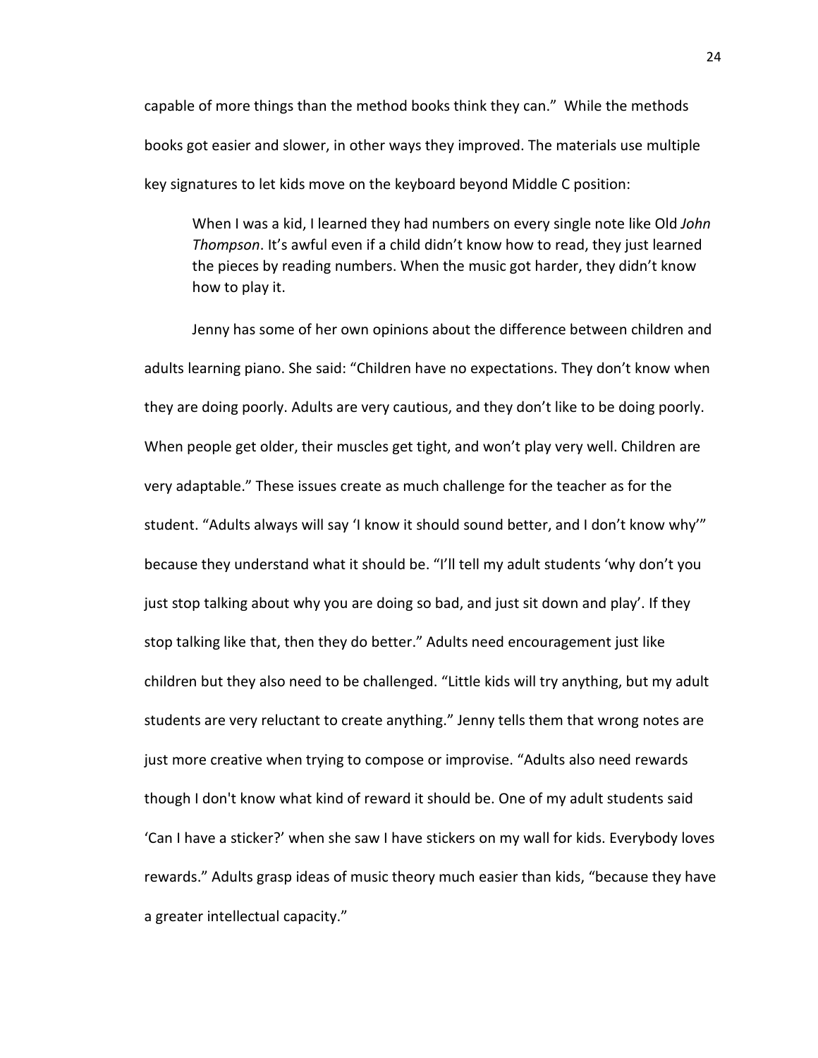capable of more things than the method books think they can." While the methods books got easier and slower, in other ways they improved. The materials use multiple key signatures to let kids move on the keyboard beyond Middle C position:

> When I was a kid, I learned they had numbers on every single note like Old *John Thompson*. It's awful even if a child didn't know how to read, they just learned the pieces by reading numbers. When the music got harder, they didn't know how to play it.

Jenny has some of her own opinions about the difference between children and adults learning piano. She said: "Children have no expectations. They don't know when they are doing poorly. Adults are very cautious, and they don't like to be doing poorly. When people get older, their muscles get tight, and won't play very well. Children are very adaptable." These issues create as much challenge for the teacher as for the student. "Adults always will say 'I know it should sound better, and I don't know why'" because they understand what it should be. "I'll tell my adult students 'why don't you just stop talking about why you are doing so bad, and just sit down and play'. If they stop talking like that, then they do better." Adults need encouragement just like children but they also need to be challenged. "Little kids will try anything, but my adult students are very reluctant to create anything." Jenny tells them that wrong notes are just more creative when trying to compose or improvise. "Adults also need rewards though I don't know what kind of reward it should be. One of my adult students said 'Can I have a sticker?' when she saw I have stickers on my wall for kids. Everybody loves rewards." Adults grasp ideas of music theory much easier than kids, "because they have a greater intellectual capacity."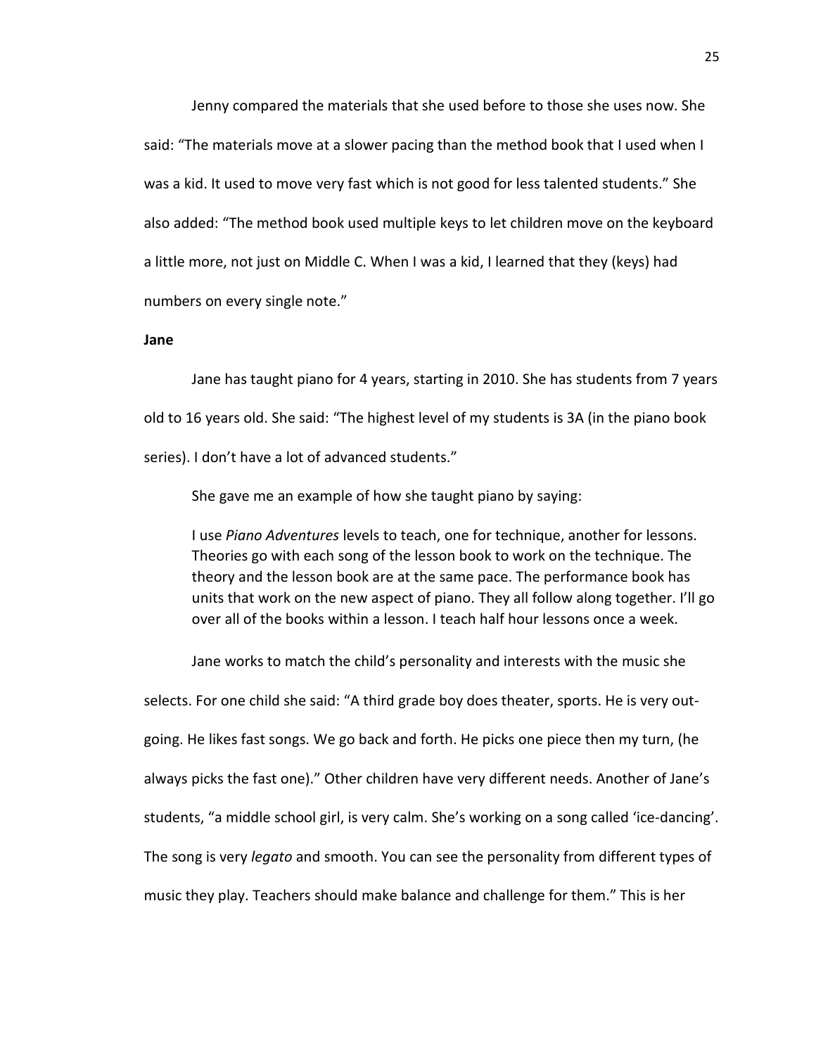Jenny compared the materials that she used before to those she uses now. She said: "The materials move at a slower pacing than the method book that I used when I was a kid. It used to move very fast which is not good for less talented students." She also added: "The method book used multiple keys to let children move on the keyboard a little more, not just on Middle C. When I was a kid, I learned that they (keys) had numbers on every single note."

**Jane**

Jane has taught piano for 4 years, starting in 2010. She has students from 7 years old to 16 years old. She said: "The highest level of my students is 3A (in the piano book series). I don't have a lot of advanced students."

She gave me an example of how she taught piano by saying:

> I use *Piano Adventures* levels to teach, one for technique, another for lessons. Theories go with each song of the lesson book to work on the technique. The theory and the lesson book are at the same pace. The performance book has units that work on the new aspect of piano. They all follow along together. I'll go over all of the books within a lesson. I teach half hour lessons once a week.

Jane works to match the child's personality and interests with the music she selects. For one child she said: "A third grade boy does theater, sports. He is very out-going. He likes fast songs. We go back and forth. He picks one piece then my turn, (he always picks the fast one)." Other children have very different needs. Another of Jane's students, "a middle school girl, is very calm. She's working on a song called 'ice-dancing'. The song is very *legato* and smooth. You can see the personality from different types of music they play. Teachers should make balance and challenge for them." This is her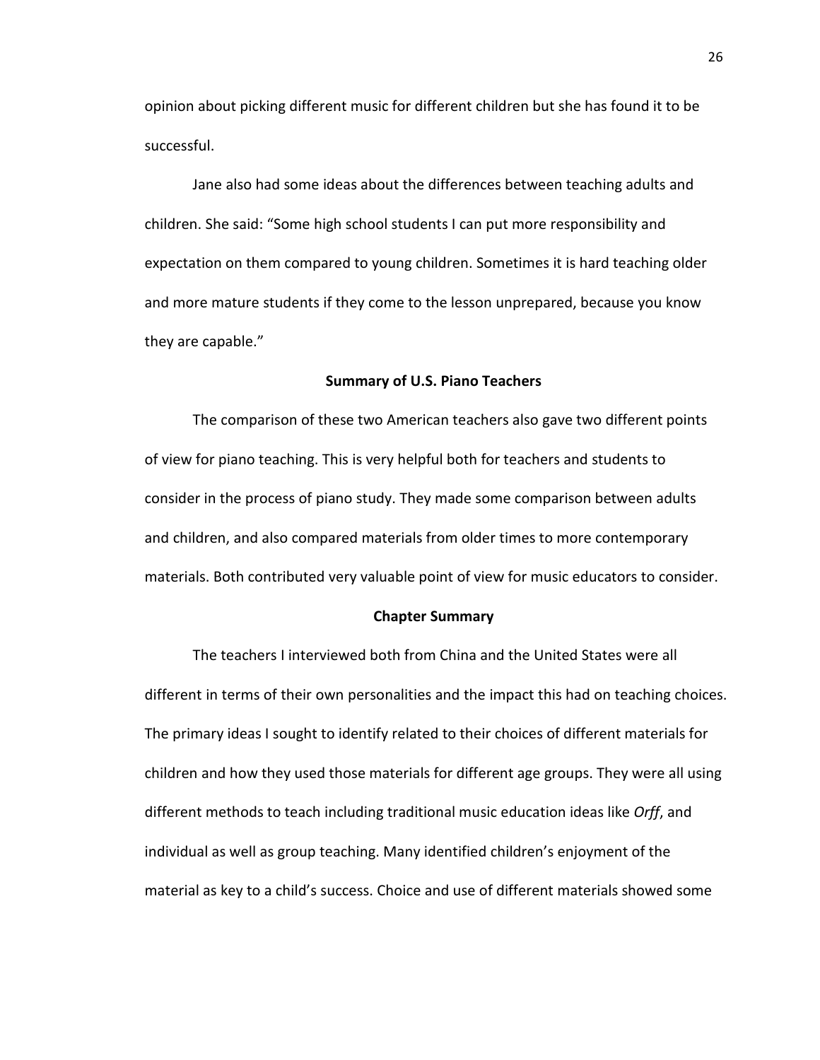opinion about picking different music for different children but she has found it to be successful.

Jane also had some ideas about the differences between teaching adults and children. She said: "Some high school students I can put more responsibility and expectation on them compared to young children. Sometimes it is hard teaching older and more mature students if they come to the lesson unprepared, because you know they are capable."

### Summary of U.S. Piano Teachers

The comparison of these two American teachers also gave two different points of view for piano teaching. This is very helpful both for teachers and students to consider in the process of piano study. They made some comparison between adults and children, and also compared materials from older times to more contemporary materials. Both contributed very valuable point of view for music educators to consider.

### Chapter Summary

The teachers I interviewed both from China and the United States were all different in terms of their own personalities and the impact this had on teaching choices. The primary ideas I sought to identify related to their choices of different materials for children and how they used those materials for different age groups. They were all using different methods to teach including traditional music education ideas like *Orff*, and individual as well as group teaching. Many identified children's enjoyment of the material as key to a child's success. Choice and use of different materials showed some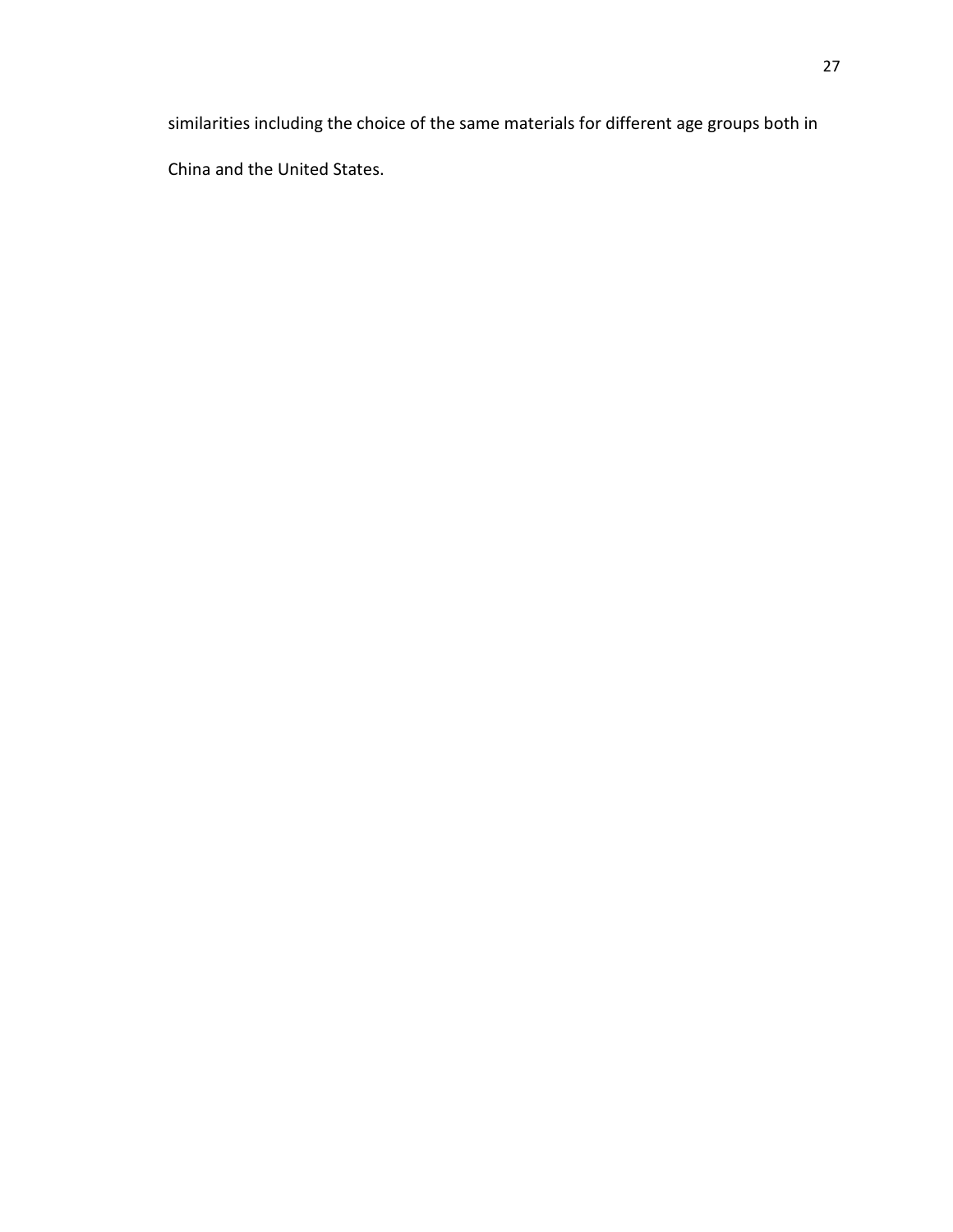similarities including the choice of the same materials for different age groups both in China and the United States.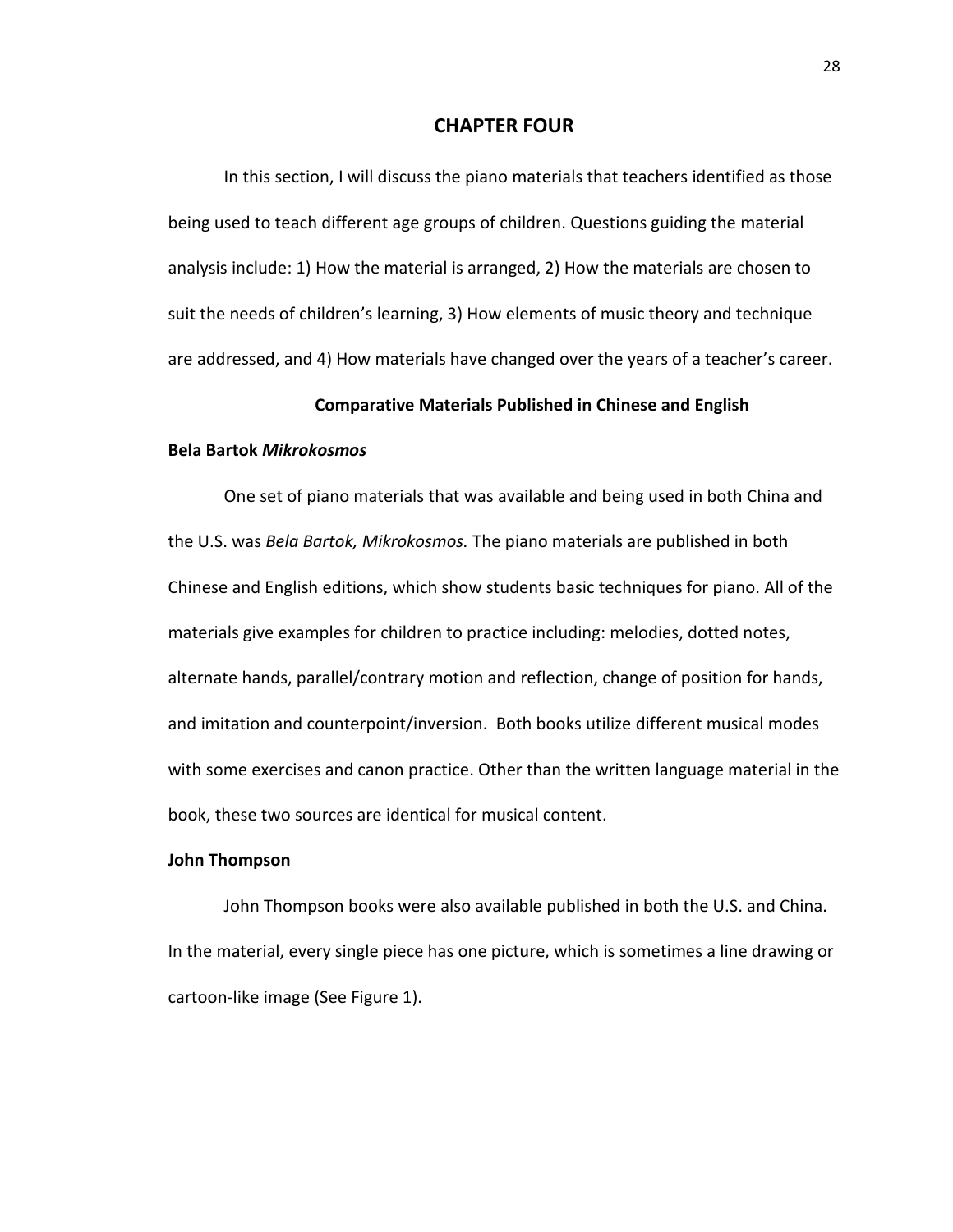# CHAPTER FOUR

In this section, I will discuss the piano materials that teachers identified as those being used to teach different age groups of children. Questions guiding the material analysis include: 1) How the material is arranged, 2) How the materials are chosen to suit the needs of children's learning, 3) How elements of music theory and technique are addressed, and 4) How materials have changed over the years of a teacher's career.

## Comparative Materials Published in Chinese and English

### Bela Bartok *Mikrokosmos*

One set of piano materials that was available and being used in both China and the U.S. was *Bela Bartok, Mikrokosmos.* The piano materials are published in both Chinese and English editions, which show students basic techniques for piano. All of the materials give examples for children to practice including: melodies, dotted notes, alternate hands, parallel/contrary motion and reflection, change of position for hands, and imitation and counterpoint/inversion. Both books utilize different musical modes with some exercises and canon practice. Other than the written language material in the book, these two sources are identical for musical content.

### John Thompson

John Thompson books were also available published in both the U.S. and China. In the material, every single piece has one picture, which is sometimes a line drawing or cartoon-like image (See Figure 1).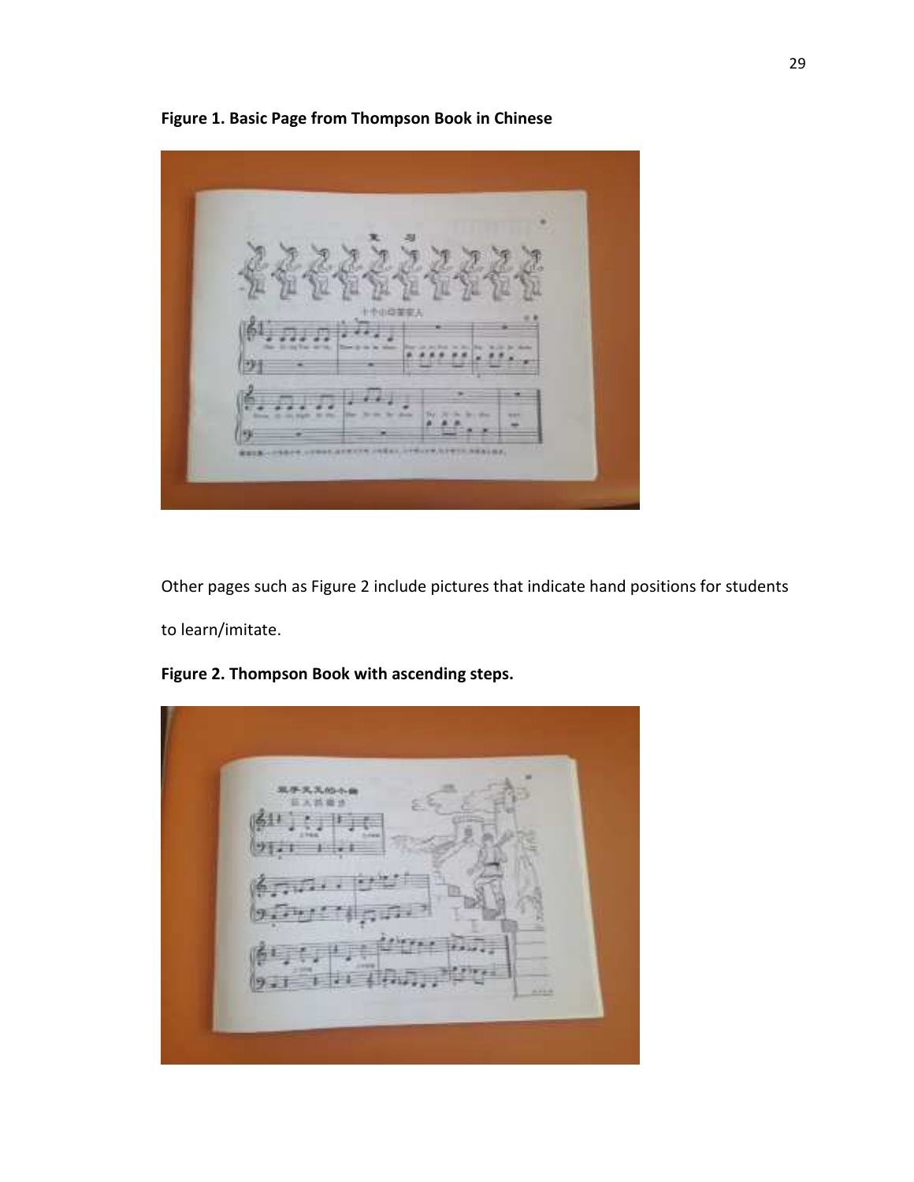**Figure 1. Basic Page from Thompson Book in Chinese**

Other pages such as Figure 2 include pictures that indicate hand positions for students to learn/imitate.

**Figure 2. Thompson Book with ascending steps.**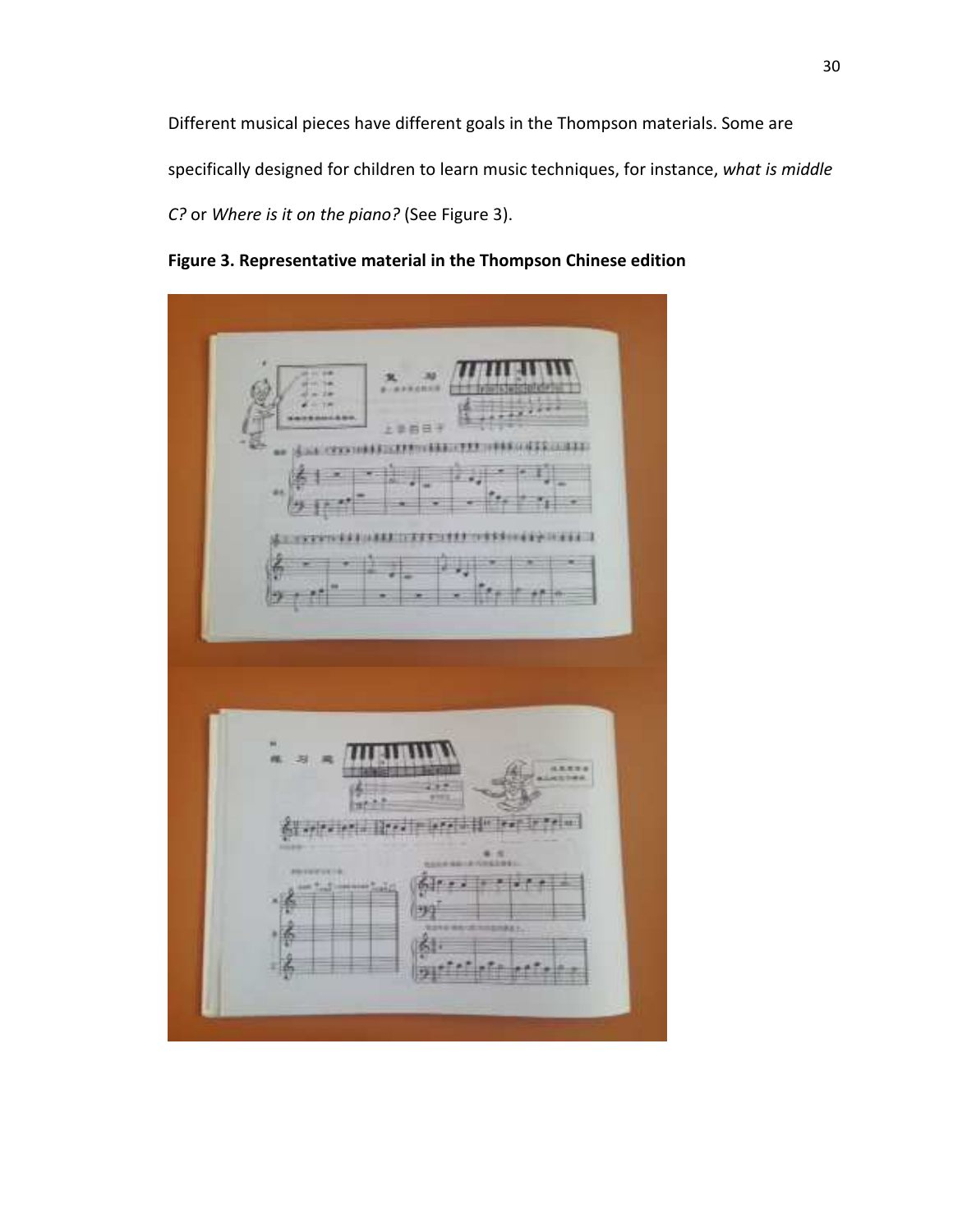Different musical pieces have different goals in the Thompson materials. Some are specifically designed for children to learn music techniques, for instance, *what is middle C?* or *Where is it on the piano?* (See Figure 3).

**Figure 3. Representative material in the Thompson Chinese edition**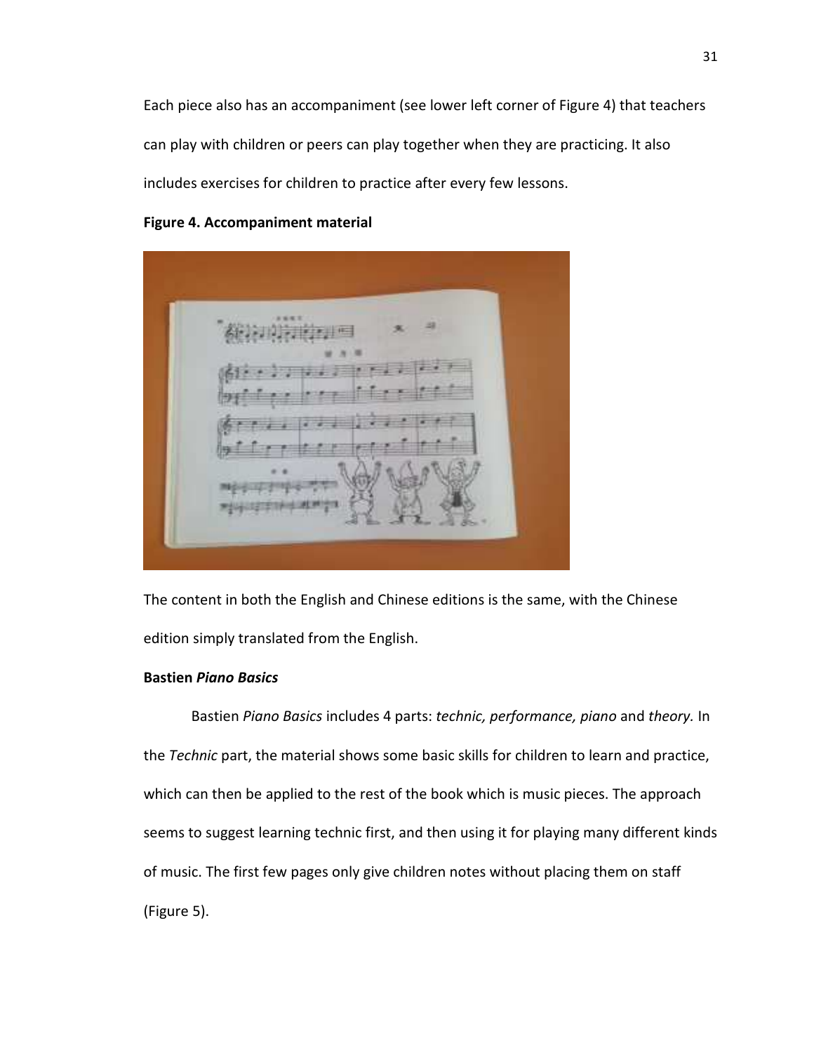Each piece also has an accompaniment (see lower left corner of Figure 4) that teachers can play with children or peers can play together when they are practicing. It also includes exercises for children to practice after every few lessons.

**Figure 4. Accompaniment material**

The content in both the English and Chinese editions is the same, with the Chinese edition simply translated from the English.

**Bastien *Piano Basics***

Bastien *Piano Basics* includes 4 parts: *technic, performance, piano* and *theory.* In the *Technic* part, the material shows some basic skills for children to learn and practice, which can then be applied to the rest of the book which is music pieces. The approach seems to suggest learning technic first, and then using it for playing many different kinds of music. The first few pages only give children notes without placing them on staff (Figure 5).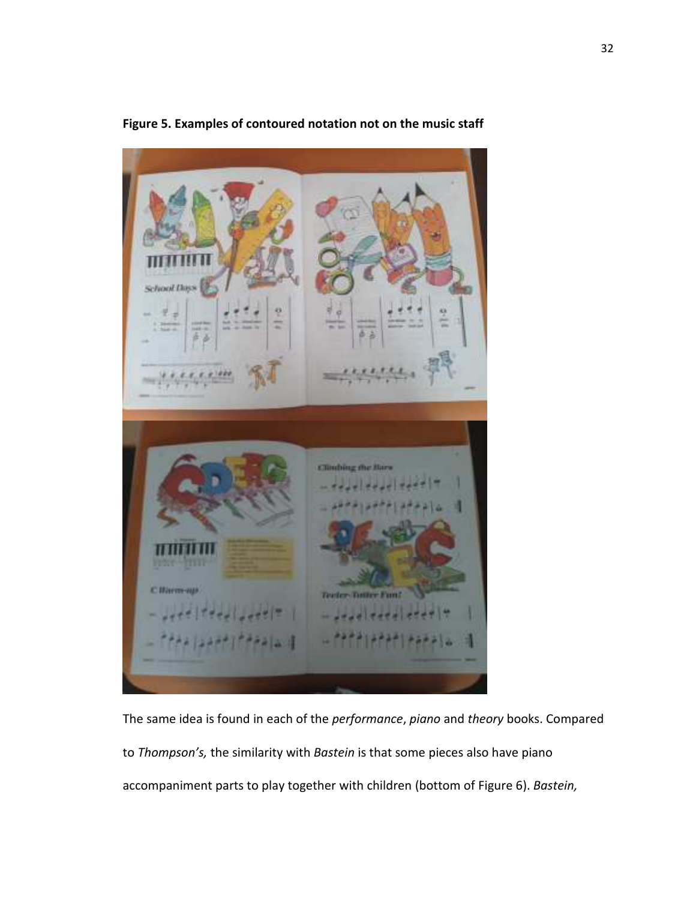**Figure 5. Examples of contoured notation not on the music staff**

The same idea is found in each of the *performance*, *piano* and *theory* books. Compared to *Thompson's,* the similarity with *Bastein* is that some pieces also have piano accompaniment parts to play together with children (bottom of Figure 6). *Bastein,*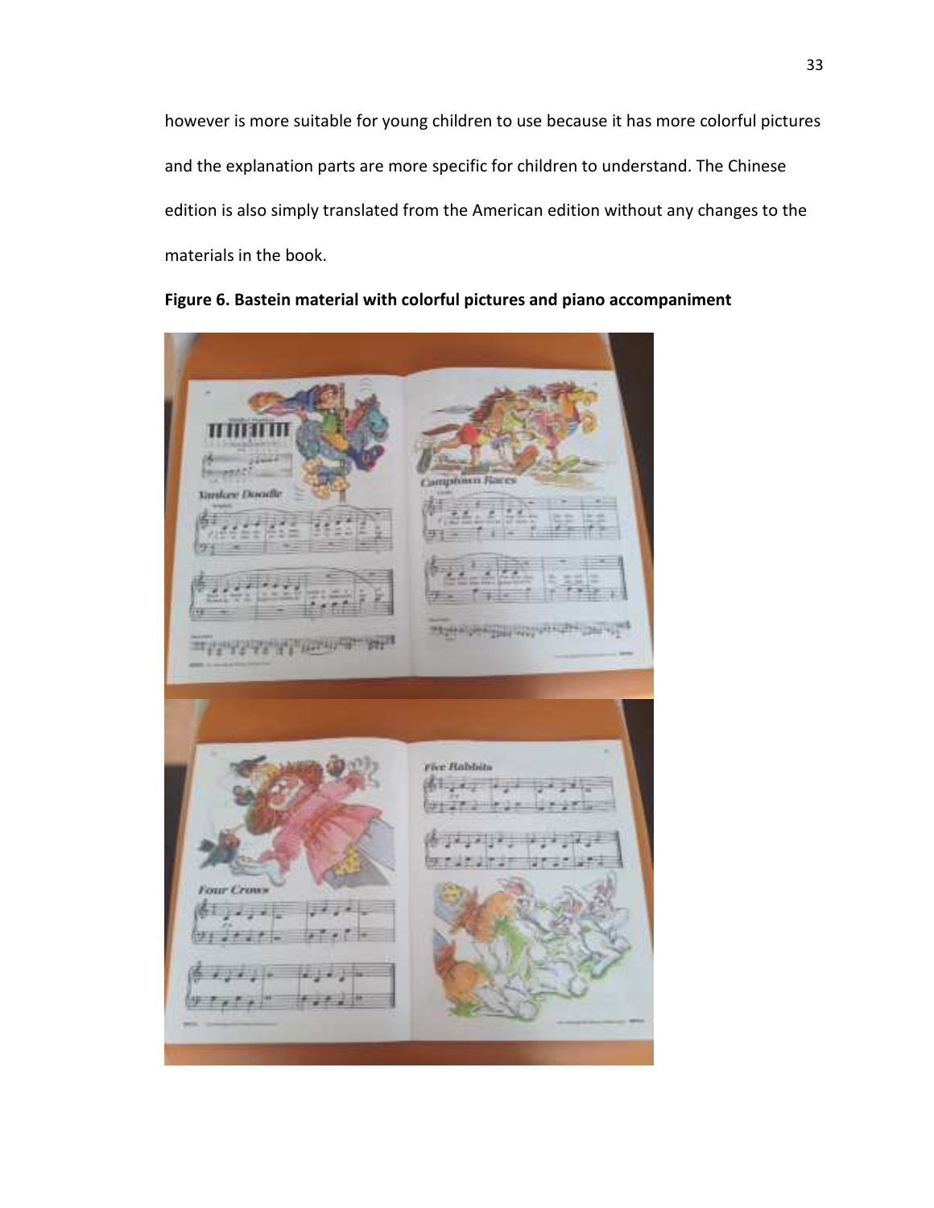however is more suitable for young children to use because it has more colorful pictures and the explanation parts are more specific for children to understand. The Chinese edition is also simply translated from the American edition without any changes to the materials in the book.

**Figure 6. Bastein material with colorful pictures and piano accompaniment**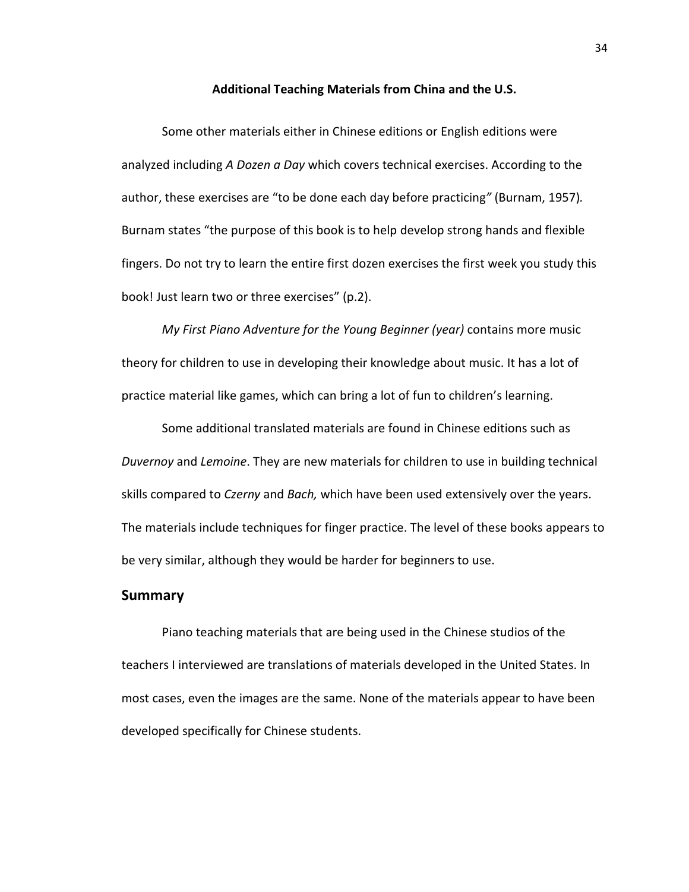**Additional Teaching Materials from China and the U.S.**

Some other materials either in Chinese editions or English editions were analyzed including *A Dozen a Day* which covers technical exercises. According to the author, these exercises are "to be done each day before practicing" (Burnam, 1957). Burnam states "the purpose of this book is to help develop strong hands and flexible fingers. Do not try to learn the entire first dozen exercises the first week you study this book! Just learn two or three exercises" (p.2).

*My First Piano Adventure for the Young Beginner (year)* contains more music theory for children to use in developing their knowledge about music. It has a lot of practice material like games, which can bring a lot of fun to children's learning.

Some additional translated materials are found in Chinese editions such as *Duvernoy* and *Lemoine*. They are new materials for children to use in building technical skills compared to *Czerny* and *Bach,* which have been used extensively over the years. The materials include techniques for finger practice. The level of these books appears to be very similar, although they would be harder for beginners to use.

## Summary

Piano teaching materials that are being used in the Chinese studios of the teachers I interviewed are translations of materials developed in the United States. In most cases, even the images are the same. None of the materials appear to have been developed specifically for Chinese students.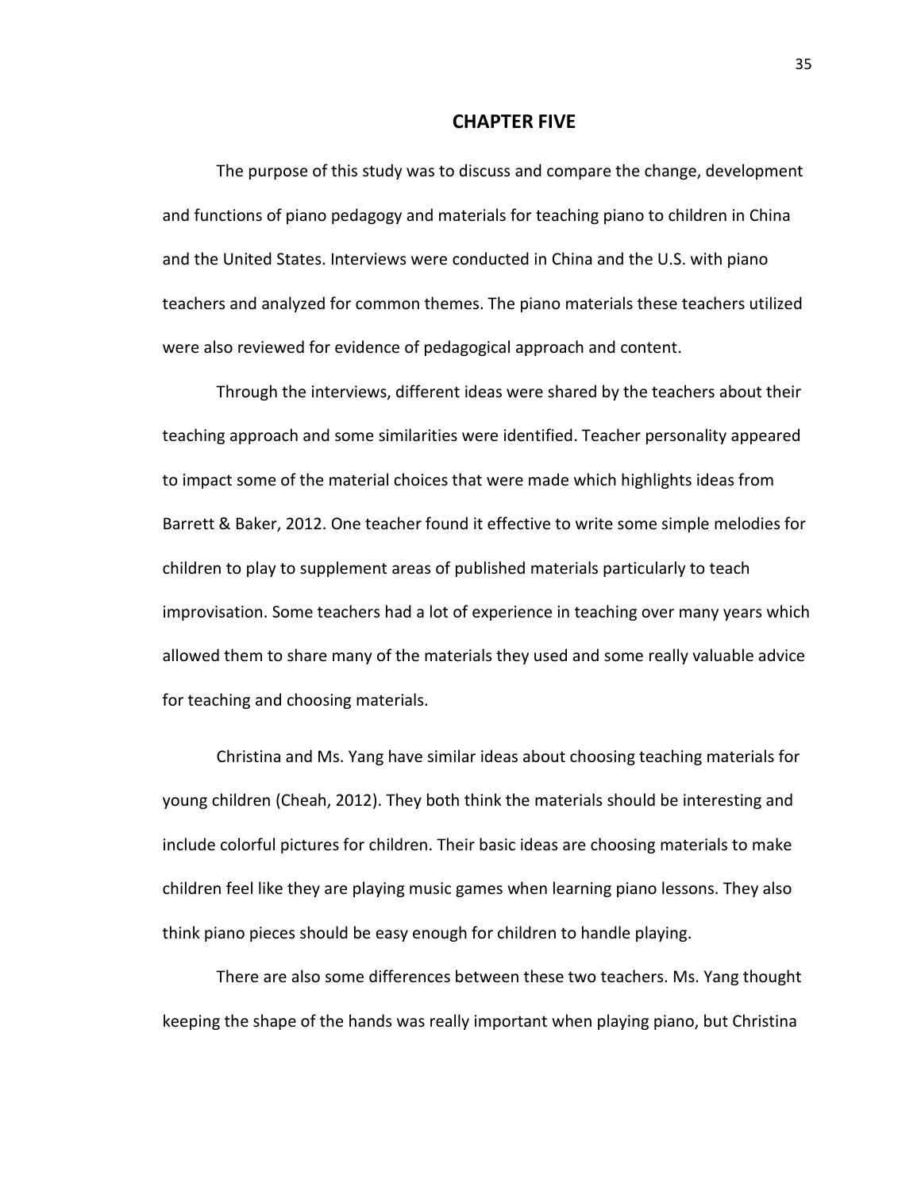# CHAPTER FIVE

The purpose of this study was to discuss and compare the change, development and functions of piano pedagogy and materials for teaching piano to children in China and the United States. Interviews were conducted in China and the U.S. with piano teachers and analyzed for common themes. The piano materials these teachers utilized were also reviewed for evidence of pedagogical approach and content.

Through the interviews, different ideas were shared by the teachers about their teaching approach and some similarities were identified. Teacher personality appeared to impact some of the material choices that were made which highlights ideas from Barrett & Baker, 2012. One teacher found it effective to write some simple melodies for children to play to supplement areas of published materials particularly to teach improvisation. Some teachers had a lot of experience in teaching over many years which allowed them to share many of the materials they used and some really valuable advice for teaching and choosing materials.

Christina and Ms. Yang have similar ideas about choosing teaching materials for young children (Cheah, 2012). They both think the materials should be interesting and include colorful pictures for children. Their basic ideas are choosing materials to make children feel like they are playing music games when learning piano lessons. They also think piano pieces should be easy enough for children to handle playing.

There are also some differences between these two teachers. Ms. Yang thought keeping the shape of the hands was really important when playing piano, but Christina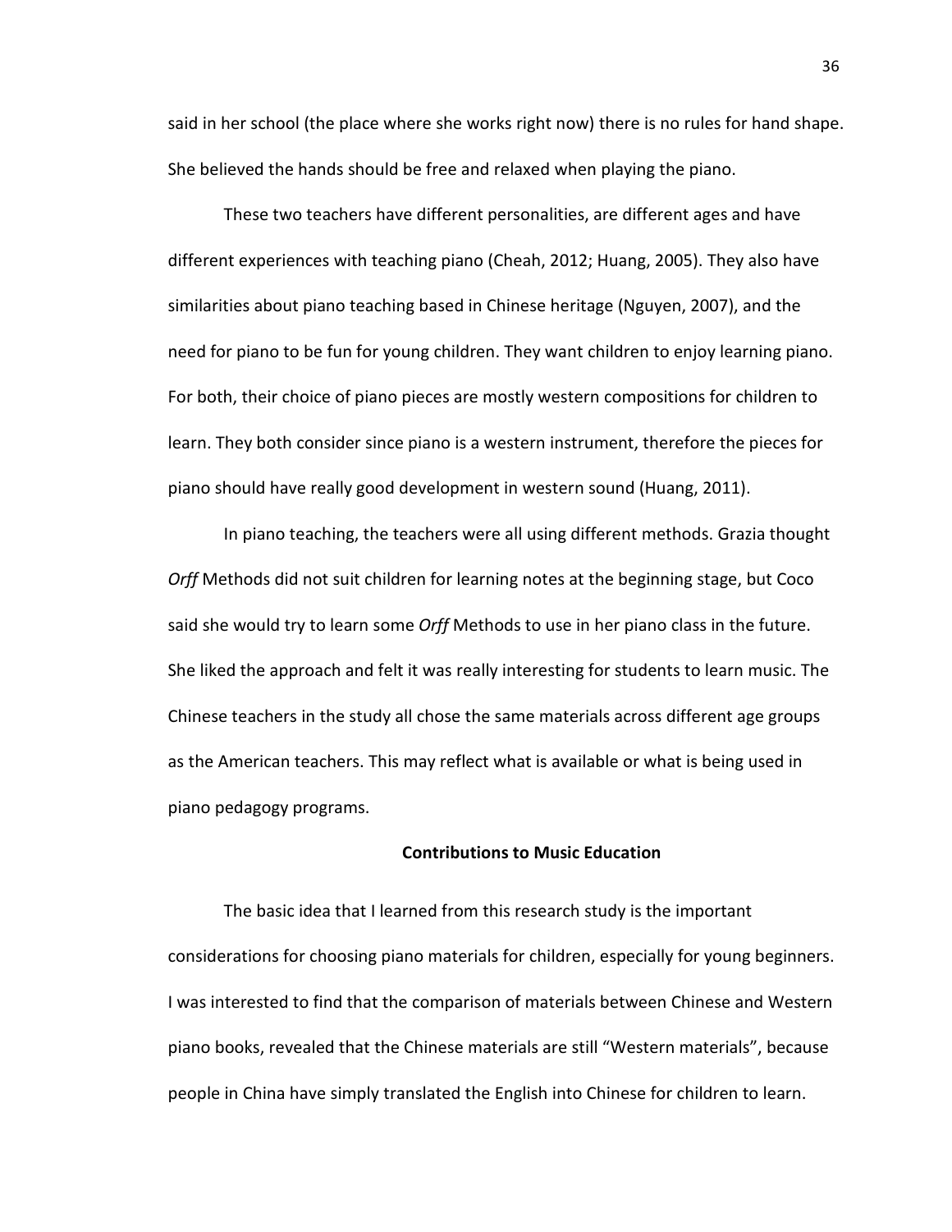said in her school (the place where she works right now) there is no rules for hand shape. She believed the hands should be free and relaxed when playing the piano.

These two teachers have different personalities, are different ages and have different experiences with teaching piano (Cheah, 2012; Huang, 2005). They also have similarities about piano teaching based in Chinese heritage (Nguyen, 2007), and the need for piano to be fun for young children. They want children to enjoy learning piano. For both, their choice of piano pieces are mostly western compositions for children to learn. They both consider since piano is a western instrument, therefore the pieces for piano should have really good development in western sound (Huang, 2011).

In piano teaching, the teachers were all using different methods. Grazia thought *Orff* Methods did not suit children for learning notes at the beginning stage, but Coco said she would try to learn some *Orff* Methods to use in her piano class in the future. She liked the approach and felt it was really interesting for students to learn music. The Chinese teachers in the study all chose the same materials across different age groups as the American teachers. This may reflect what is available or what is being used in piano pedagogy programs.

## Contributions to Music Education

The basic idea that I learned from this research study is the important considerations for choosing piano materials for children, especially for young beginners. I was interested to find that the comparison of materials between Chinese and Western piano books, revealed that the Chinese materials are still "Western materials", because people in China have simply translated the English into Chinese for children to learn.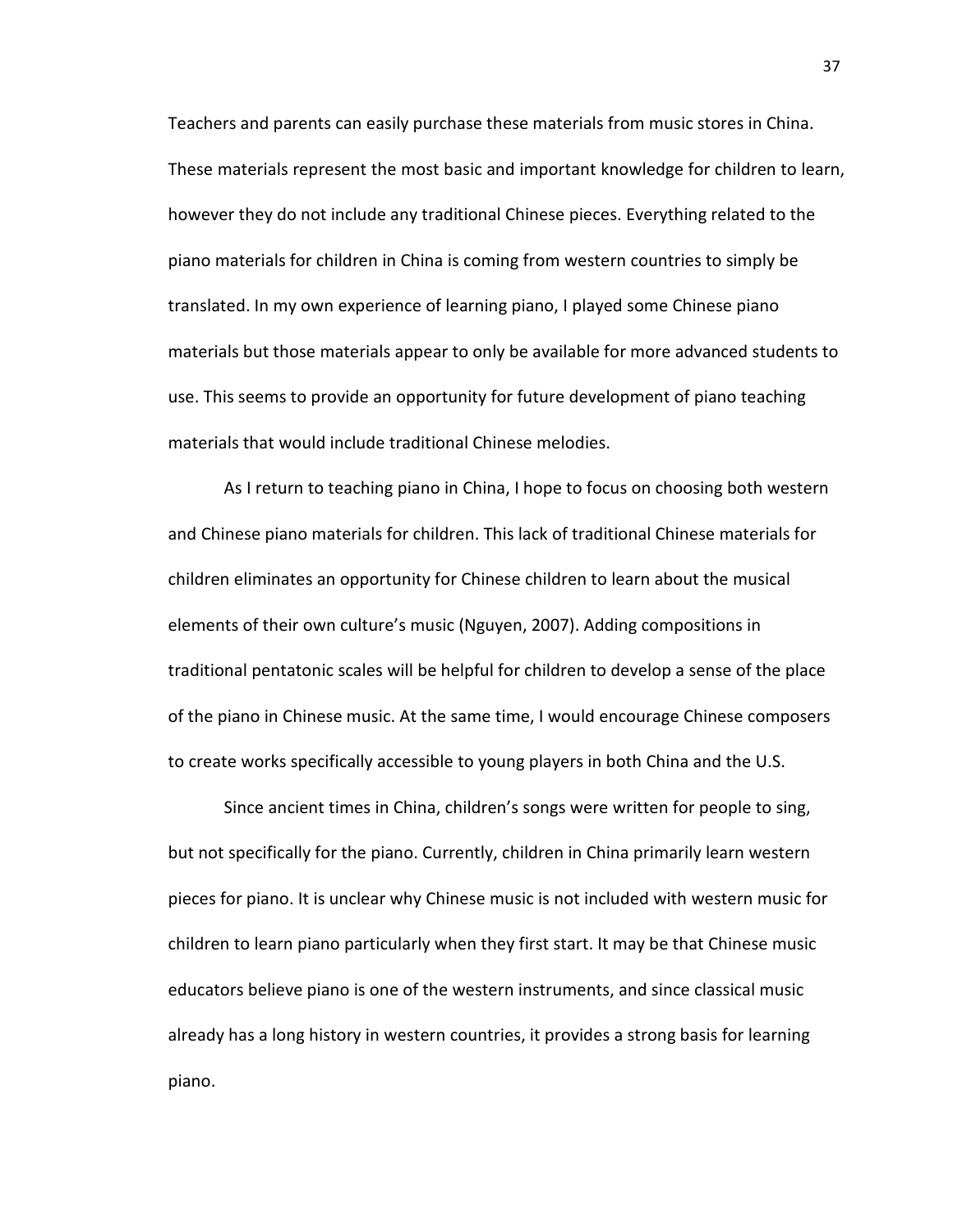Teachers and parents can easily purchase these materials from music stores in China. These materials represent the most basic and important knowledge for children to learn, however they do not include any traditional Chinese pieces. Everything related to the piano materials for children in China is coming from western countries to simply be translated. In my own experience of learning piano, I played some Chinese piano materials but those materials appear to only be available for more advanced students to use. This seems to provide an opportunity for future development of piano teaching materials that would include traditional Chinese melodies.

As I return to teaching piano in China, I hope to focus on choosing both western and Chinese piano materials for children. This lack of traditional Chinese materials for children eliminates an opportunity for Chinese children to learn about the musical elements of their own culture's music (Nguyen, 2007). Adding compositions in traditional pentatonic scales will be helpful for children to develop a sense of the place of the piano in Chinese music. At the same time, I would encourage Chinese composers to create works specifically accessible to young players in both China and the U.S.

Since ancient times in China, children's songs were written for people to sing, but not specifically for the piano. Currently, children in China primarily learn western pieces for piano. It is unclear why Chinese music is not included with western music for children to learn piano particularly when they first start. It may be that Chinese music educators believe piano is one of the western instruments, and since classical music already has a long history in western countries, it provides a strong basis for learning piano.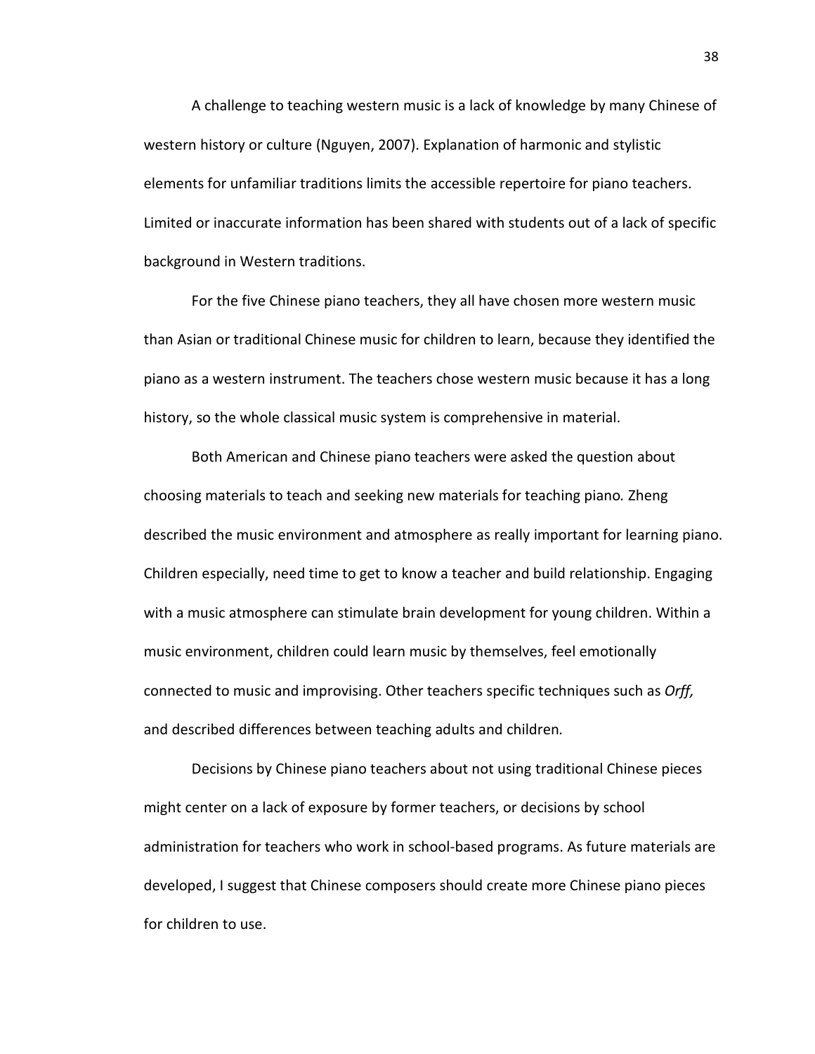A challenge to teaching western music is a lack of knowledge by many Chinese of western history or culture (Nguyen, 2007). Explanation of harmonic and stylistic elements for unfamiliar traditions limits the accessible repertoire for piano teachers. Limited or inaccurate information has been shared with students out of a lack of specific background in Western traditions.

For the five Chinese piano teachers, they all have chosen more western music than Asian or traditional Chinese music for children to learn, because they identified the piano as a western instrument. The teachers chose western music because it has a long history, so the whole classical music system is comprehensive in material.

Both American and Chinese piano teachers were asked the question about choosing materials to teach and seeking new materials for teaching piano*.* Zheng described the music environment and atmosphere as really important for learning piano. Children especially, need time to get to know a teacher and build relationship. Engaging with a music atmosphere can stimulate brain development for young children. Within a music environment, children could learn music by themselves, feel emotionally connected to music and improvising. Other teachers specific techniques such as *Orff,* and described differences between teaching adults and children*.*

Decisions by Chinese piano teachers about not using traditional Chinese pieces might center on a lack of exposure by former teachers, or decisions by school administration for teachers who work in school-based programs. As future materials are developed, I suggest that Chinese composers should create more Chinese piano pieces for children to use.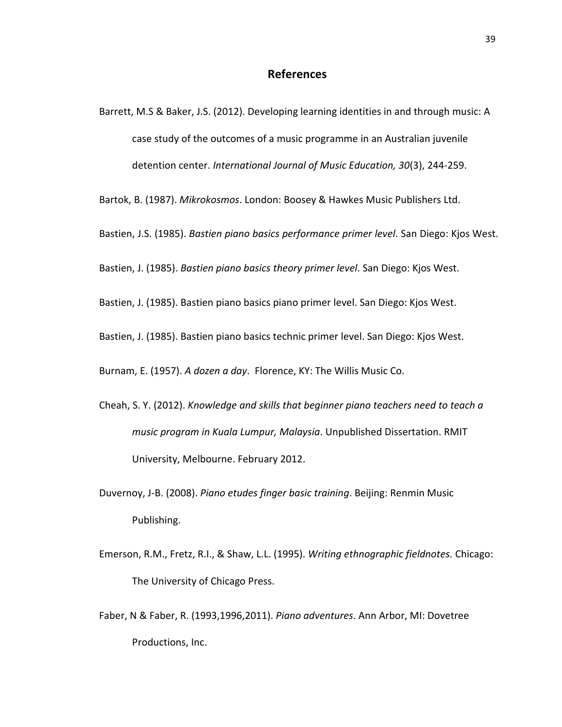# References

Barrett, M.S & Baker, J.S. (2012). Developing learning identities in and through music: A case study of the outcomes of a music programme in an Australian juvenile detention center. *International Journal of Music Education, 30*(3), 244-259.

Bartok, B. (1987). *Mikrokosmos*. London: Boosey & Hawkes Music Publishers Ltd.

Bastien, J.S. (1985). *Bastien piano basics performance primer level*. San Diego: Kjos West.

Bastien, J. (1985). *Bastien piano basics theory primer level*. San Diego: Kjos West.

Bastien, J. (1985). Bastien piano basics piano primer level. San Diego: Kjos West.

Bastien, J. (1985). Bastien piano basics technic primer level. San Diego: Kjos West.

Burnam, E. (1957). *A dozen a day*. Florence, KY: The Willis Music Co.

Cheah, S. Y. (2012). *Knowledge and skills that beginner piano teachers need to teach a music program in Kuala Lumpur, Malaysia*. Unpublished Dissertation. RMIT University, Melbourne. February 2012.

Duvernoy, J-B. (2008). *Piano etudes finger basic training*. Beijing: Renmin Music Publishing.

Emerson, R.M., Fretz, R.I., & Shaw, L.L. (1995). *Writing ethnographic fieldnotes.* Chicago: The University of Chicago Press.

Faber, N & Faber, R. (1993,1996,2011). *Piano adventures*. Ann Arbor, MI: Dovetree Productions, Inc.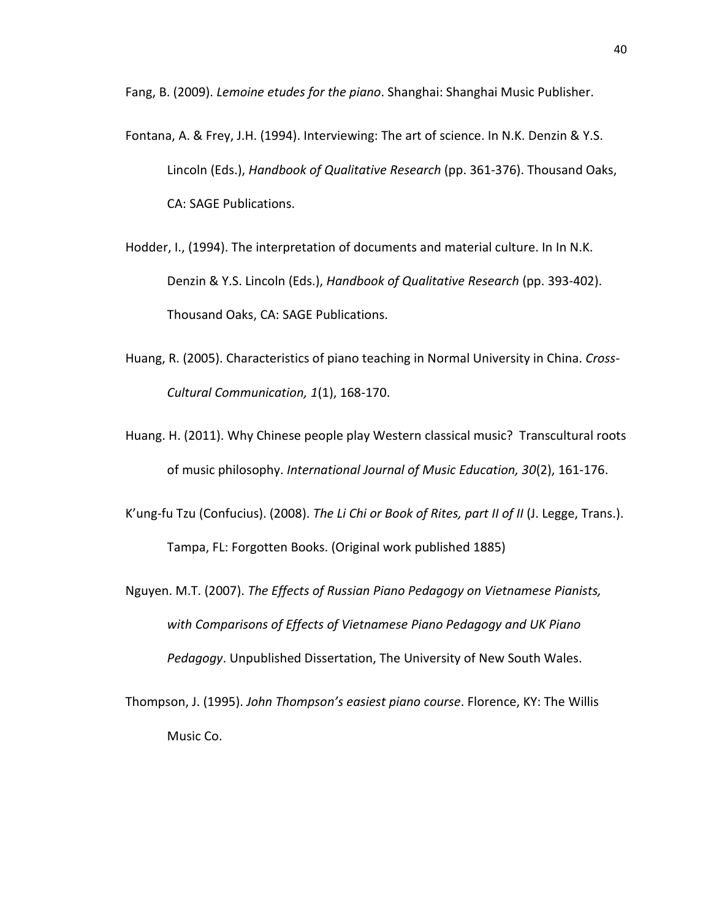Fang, B. (2009). *Lemoine etudes for the piano*. Shanghai: Shanghai Music Publisher.

Fontana, A. & Frey, J.H. (1994). Interviewing: The art of science. In N.K. Denzin & Y.S. Lincoln (Eds.), *Handbook of Qualitative Research* (pp. 361-376). Thousand Oaks, CA: SAGE Publications.

Hodder, I., (1994). The interpretation of documents and material culture. In In N.K. Denzin & Y.S. Lincoln (Eds.), *Handbook of Qualitative Research* (pp. 393-402). Thousand Oaks, CA: SAGE Publications.

Huang, R. (2005). Characteristics of piano teaching in Normal University in China. *Cross-Cultural Communication, 1*(1), 168-170.

Huang. H. (2011). Why Chinese people play Western classical music? Transcultural roots of music philosophy. *International Journal of Music Education, 30*(2), 161-176.

K'ung-fu Tzu (Confucius). (2008). *The Li Chi or Book of Rites, part II of II* (J. Legge, Trans.). Tampa, FL: Forgotten Books. (Original work published 1885)

Nguyen. M.T. (2007). *The Effects of Russian Piano Pedagogy on Vietnamese Pianists, with Comparisons of Effects of Vietnamese Piano Pedagogy and UK Piano Pedagogy*. Unpublished Dissertation, The University of New South Wales.

Thompson, J. (1995). *John Thompson's easiest piano course*. Florence, KY: The Willis Music Co.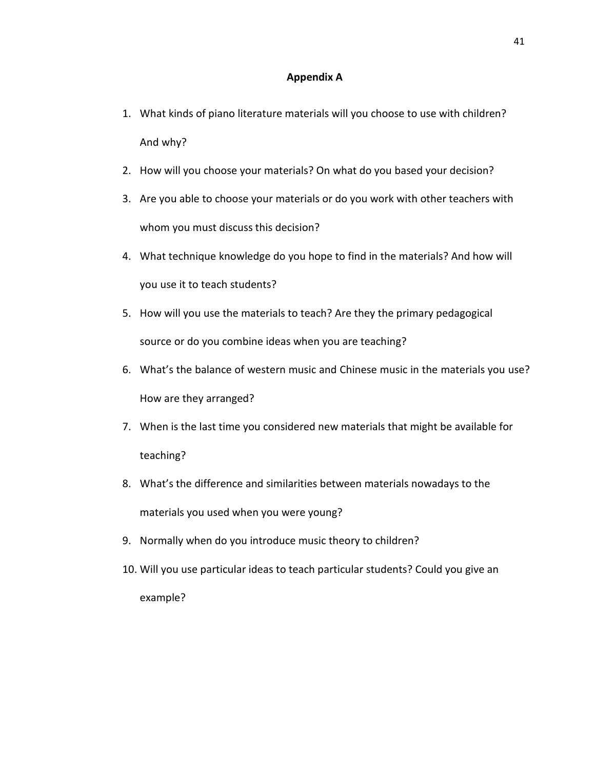# Appendix A

1. What kinds of piano literature materials will you choose to use with children? And why?
2. How will you choose your materials? On what do you based your decision?
3. Are you able to choose your materials or do you work with other teachers with whom you must discuss this decision?
4. What technique knowledge do you hope to find in the materials? And how will you use it to teach students?
5. How will you use the materials to teach? Are they the primary pedagogical source or do you combine ideas when you are teaching?
6. What's the balance of western music and Chinese music in the materials you use? How are they arranged?
7. When is the last time you considered new materials that might be available for teaching?
8. What's the difference and similarities between materials nowadays to the materials you used when you were young?
9. Normally when do you introduce music theory to children?
10. Will you use particular ideas to teach particular students? Could you give an example?